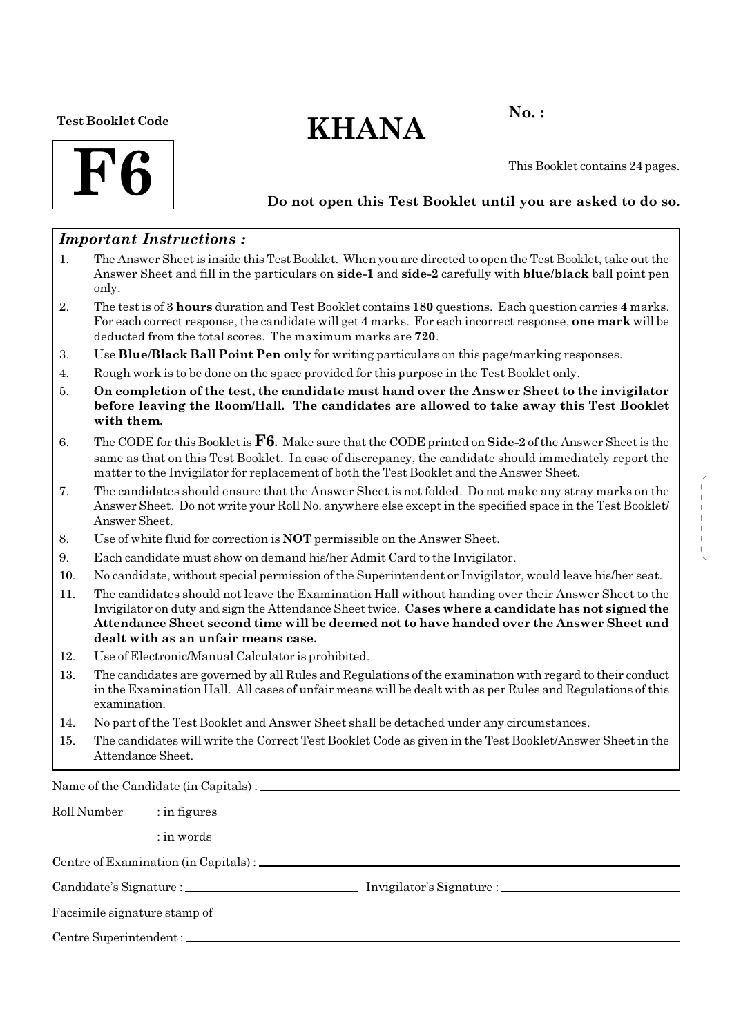Test Booklet Code

**F6**

# KHANA

**No. :**

This Booklet contains 24 pages.

**Do not open this Test Booklet until you are asked to do so.**

### *Important Instructions :*

1. The Answer Sheet is inside this Test Booklet. When you are directed to open the Test Booklet, take out the Answer Sheet and fill in the particulars on **side-1** and **side-2** carefully with **blue/black** ball point pen only.
2. The test is of **3 hours** duration and Test Booklet contains **180** questions. Each question carries **4** marks. For each correct response, the candidate will get **4** marks. For each incorrect response, **one mark** will be deducted from the total scores. The maximum marks are **720**.
3. Use **Blue/Black Ball Point Pen only** for writing particulars on this page/marking responses.
4. Rough work is to be done on the space provided for this purpose in the Test Booklet only.
5. **On completion of the test, the candidate must hand over the Answer Sheet to the invigilator before leaving the Room/Hall. The candidates are allowed to take away this Test Booklet with them.**
6. The CODE for this Booklet is **F6**. Make sure that the CODE printed on **Side-2** of the Answer Sheet is the same as that on this Test Booklet. In case of discrepancy, the candidate should immediately report the matter to the Invigilator for replacement of both the Test Booklet and the Answer Sheet.
7. The candidates should ensure that the Answer Sheet is not folded. Do not make any stray marks on the Answer Sheet. Do not write your Roll No. anywhere else except in the specified space in the Test Booklet/Answer Sheet.
8. Use of white fluid for correction is **NOT** permissible on the Answer Sheet.
9. Each candidate must show on demand his/her Admit Card to the Invigilator.
10. No candidate, without special permission of the Superintendent or Invigilator, would leave his/her seat.
11. The candidates should not leave the Examination Hall without handing over their Answer Sheet to the Invigilator on duty and sign the Attendance Sheet twice. **Cases where a candidate has not signed the Attendance Sheet second time will be deemed not to have handed over the Answer Sheet and dealt with as an unfair means case.**
12. Use of Electronic/Manual Calculator is prohibited.
13. The candidates are governed by all Rules and Regulations of the examination with regard to their conduct in the Examination Hall. All cases of unfair means will be dealt with as per Rules and Regulations of this examination.
14. No part of the Test Booklet and Answer Sheet shall be detached under any circumstances.
15. The candidates will write the Correct Test Booklet Code as given in the Test Booklet/Answer Sheet in the Attendance Sheet.

Name of the Candidate (in Capitals) : ______________________

Roll Number : in figures ______________________

: in words ______________________

Centre of Examination (in Capitals) : ______________________

Candidate's Signature : ______________________ Invigilator's Signature : ______________________

Facsimile signature stamp of

Centre Superintendent : ______________________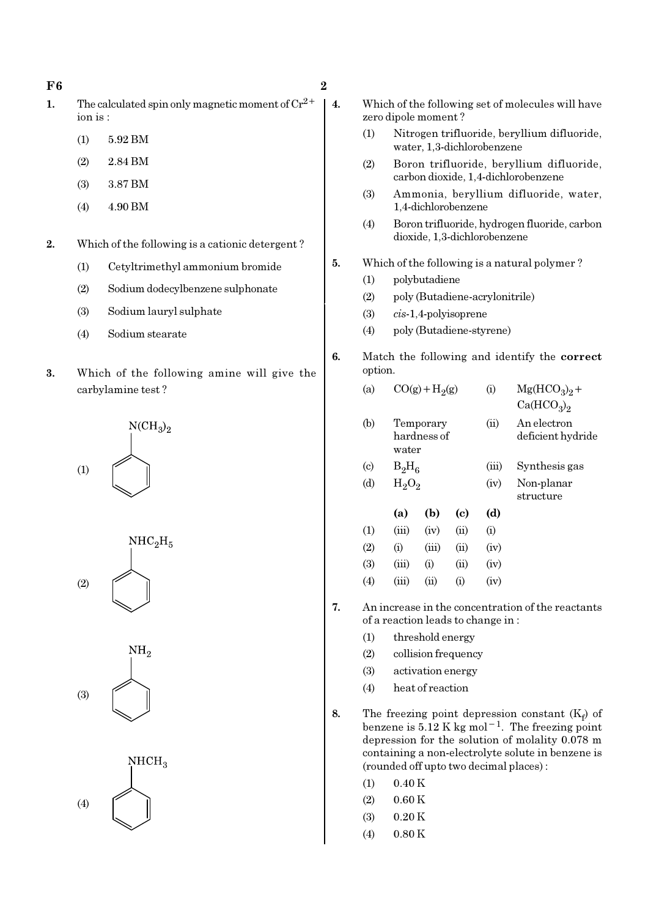1. The calculated spin only magnetic moment of $Cr^{2+}$ ion is :

   (1) 5.92 BM

   (2) 2.84 BM

   (3) 3.87 BM

   (4) 4.90 BM

2. Which of the following is a cationic detergent ?

   (1) Cetyltrimethyl ammonium bromide

   (2) Sodium dodecylbenzene sulphonate

   (3) Sodium lauryl sulphate

   (4) Sodium stearate

3. Which of the following amine will give the carbylamine test ?

   (1) $C_6H_5N(CH_3)_2$

   (2) $C_6H_5NHC_2H_5$

   (3) $C_6H_5NH_2$

   (4) $C_6H_5NHCH_3$

4. Which of the following set of molecules will have zero dipole moment ?

   (1) Nitrogen trifluoride, beryllium difluoride, water, 1,3-dichlorobenzene

   (2) Boron trifluoride, beryllium difluoride, carbon dioxide, 1,4-dichlorobenzene

   (3) Ammonia, beryllium difluoride, water, 1,4-dichlorobenzene

   (4) Boron trifluoride, hydrogen fluoride, carbon dioxide, 1,3-dichlorobenzene

5. Which of the following is a natural polymer ?

   (1) polybutadiene

   (2) poly (Butadiene-acrylonitrile)

   (3) *cis*-1,4-polyisoprene

   (4) poly (Butadiene-styrene)

6. Match the following and identify the **correct** option.

   | | | | |
   |---|---|---|---|
   | (a) | $CO(g) + H_2(g)$ | (i) | $Mg(HCO_3)_2 + Ca(HCO_3)_2$ |
   | (b) | Temporary hardness of water | (ii) | An electron deficient hydride |
   | (c) | $B_2H_6$ | (iii) | Synthesis gas |
   | (d) | $H_2O_2$ | (iv) | Non-planar structure |

   | | **(a)** | **(b)** | **(c)** | **(d)** |
   |---|---|---|---|---|
   | (1) | (iii) | (iv) | (ii) | (i) |
   | (2) | (i) | (iii) | (ii) | (iv) |
   | (3) | (iii) | (i) | (ii) | (iv) |
   | (4) | (iii) | (ii) | (i) | (iv) |

7. An increase in the concentration of the reactants of a reaction leads to change in :

   (1) threshold energy

   (2) collision frequency

   (3) activation energy

   (4) heat of reaction

8. The freezing point depression constant ($K_f$) of benzene is 5.12 K kg mol$^{-1}$. The freezing point depression for the solution of molality 0.078 m containing a non-electrolyte solute in benzene is (rounded off upto two decimal places) :

   (1) 0.40 K

   (2) 0.60 K

   (3) 0.20 K

   (4) 0.80 K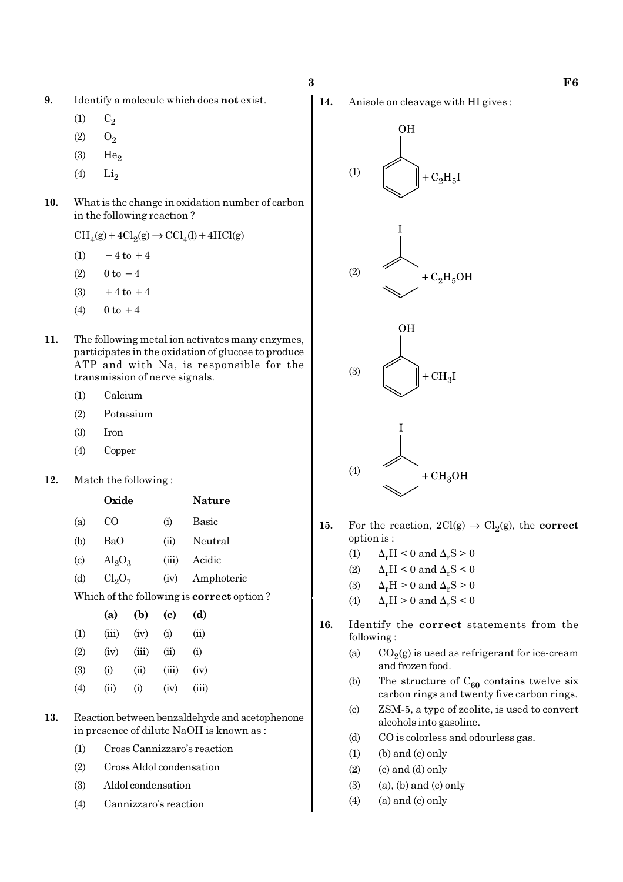9. Identify a molecule which does **not** exist.

   (1) $C_2$
   (2) $O_2$
   (3) $He_2$
   (4) $Li_2$

10. What is the change in oxidation number of carbon in the following reaction ?

    $CH_4(g) + 4Cl_2(g) \rightarrow CCl_4(l) + 4HCl(g)$

    (1) $-4$ to $+4$
    (2) $0$ to $-4$
    (3) $+4$ to $+4$
    (4) $0$ to $+4$

11. The following metal ion activates many enzymes, participates in the oxidation of glucose to produce ATP and with Na, is responsible for the transmission of nerve signals.

    (1) Calcium
    (2) Potassium
    (3) Iron
    (4) Copper

12. Match the following :

    | | Oxide | | Nature |
    |---|---|---|---|
    | (a) | CO | (i) | Basic |
    | (b) | BaO | (ii) | Neutral |
    | (c) | $Al_2O_3$ | (iii) | Acidic |
    | (d) | $Cl_2O_7$ | (iv) | Amphoteric |

    Which of the following is **correct** option ?

    | | (a) | (b) | (c) | (d) |
    |---|---|---|---|---|
    | (1) | (iii) | (iv) | (i) | (ii) |
    | (2) | (iv) | (iii) | (ii) | (i) |
    | (3) | (i) | (ii) | (iii) | (iv) |
    | (4) | (ii) | (i) | (iv) | (iii) |

13. Reaction between benzaldehyde and acetophenone in presence of dilute NaOH is known as :

    (1) Cross Cannizzaro's reaction
    (2) Cross Aldol condensation
    (3) Aldol condensation
    (4) Cannizzaro's reaction

14. Anisole on cleavage with HI gives :

    (1) Phenol (benzene ring with OH) $+ C_2H_5I$
    (2) Iodobenzene (benzene ring with I) $+ C_2H_5OH$
    (3) Phenol (benzene ring with OH) $+ CH_3I$
    (4) Iodobenzene (benzene ring with I) $+ CH_3OH$

15. For the reaction, $2Cl(g) \rightarrow Cl_2(g)$, the **correct** option is :

    (1) $\Delta_r H < 0$ and $\Delta_r S > 0$
    (2) $\Delta_r H < 0$ and $\Delta_r S < 0$
    (3) $\Delta_r H > 0$ and $\Delta_r S > 0$
    (4) $\Delta_r H > 0$ and $\Delta_r S < 0$

16. Identify the **correct** statements from the following :

    (a) $CO_2(g)$ is used as refrigerant for ice-cream and frozen food.
    (b) The structure of $C_{60}$ contains twelve six carbon rings and twenty five carbon rings.
    (c) ZSM-5, a type of zeolite, is used to convert alcohols into gasoline.
    (d) CO is colorless and odourless gas.

    (1) (b) and (c) only
    (2) (c) and (d) only
    (3) (a), (b) and (c) only
    (4) (a) and (c) only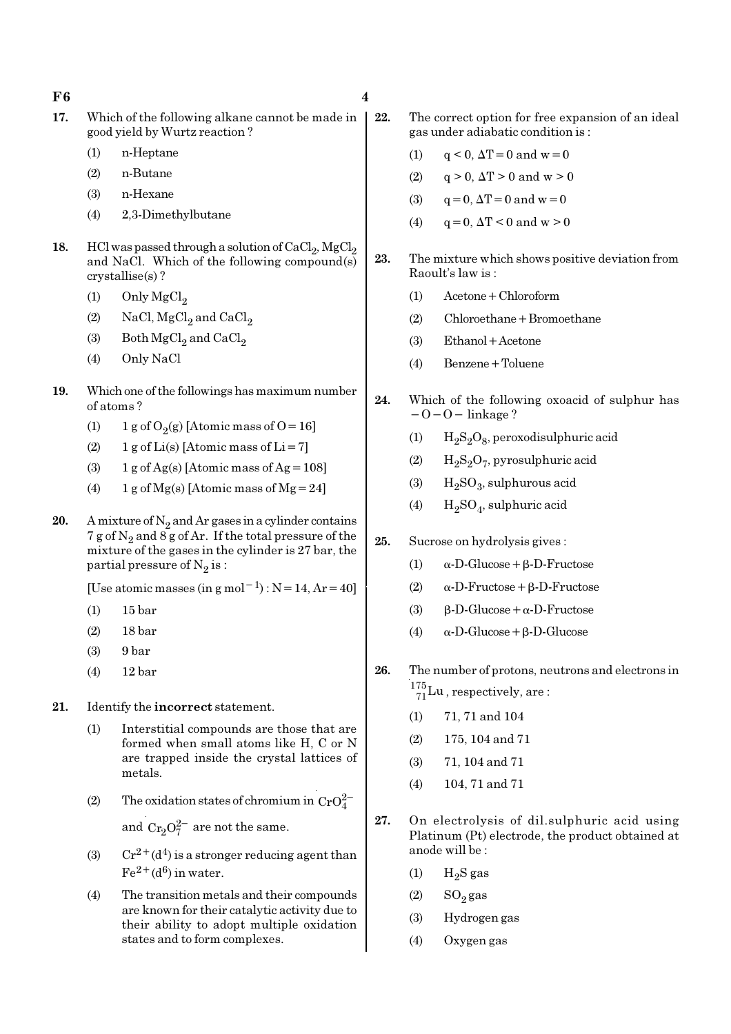17. Which of the following alkane cannot be made in good yield by Wurtz reaction ?

(1) n-Heptane

(2) n-Butane

(3) n-Hexane

(4) 2,3-Dimethylbutane

18. HCl was passed through a solution of $CaCl_2$, $MgCl_2$ and NaCl. Which of the following compound(s) crystallise(s) ?

(1) Only $MgCl_2$

(2) NaCl, $MgCl_2$ and $CaCl_2$

(3) Both $MgCl_2$ and $CaCl_2$

(4) Only NaCl

19. Which one of the followings has maximum number of atoms ?

(1) 1 g of $O_2(g)$ [Atomic mass of O = 16]

(2) 1 g of Li(s) [Atomic mass of Li = 7]

(3) 1 g of Ag(s) [Atomic mass of Ag = 108]

(4) 1 g of Mg(s) [Atomic mass of Mg = 24]

20. A mixture of $N_2$ and Ar gases in a cylinder contains 7 g of $N_2$ and 8 g of Ar. If the total pressure of the mixture of the gases in the cylinder is 27 bar, the partial pressure of $N_2$ is :

[Use atomic masses (in g $mol^{-1}$) : N = 14, Ar = 40]

(1) 15 bar

(2) 18 bar

(3) 9 bar

(4) 12 bar

21. Identify the **incorrect** statement.

(1) Interstitial compounds are those that are formed when small atoms like H, C or N are trapped inside the crystal lattices of metals.

(2) The oxidation states of chromium in $CrO_4^{2-}$ and $Cr_2O_7^{2-}$ are not the same.

(3) $Cr^{2+}(d^4)$ is a stronger reducing agent than $Fe^{2+}(d^6)$ in water.

(4) The transition metals and their compounds are known for their catalytic activity due to their ability to adopt multiple oxidation states and to form complexes.

22. The correct option for free expansion of an ideal gas under adiabatic condition is :

(1) $q < 0$, $\Delta T = 0$ and $w = 0$

(2) $q > 0$, $\Delta T > 0$ and $w > 0$

(3) $q = 0$, $\Delta T = 0$ and $w = 0$

(4) $q = 0$, $\Delta T < 0$ and $w > 0$

23. The mixture which shows positive deviation from Raoult's law is :

(1) Acetone + Chloroform

(2) Chloroethane + Bromoethane

(3) Ethanol + Acetone

(4) Benzene + Toluene

24. Which of the following oxoacid of sulphur has $-O-O-$ linkage ?

(1) $H_2S_2O_8$, peroxodisulphuric acid

(2) $H_2S_2O_7$, pyrosulphuric acid

(3) $H_2SO_3$, sulphurous acid

(4) $H_2SO_4$, sulphuric acid

25. Sucrose on hydrolysis gives :

(1) α-D-Glucose + β-D-Fructose

(2) α-D-Fructose + β-D-Fructose

(3) β-D-Glucose + α-D-Fructose

(4) α-D-Glucose + β-D-Glucose

26. The number of protons, neutrons and electrons in ${}^{175}_{71}Lu$, respectively, are :

(1) 71, 71 and 104

(2) 175, 104 and 71

(3) 71, 104 and 71

(4) 104, 71 and 71

27. On electrolysis of dil.sulphuric acid using Platinum (Pt) electrode, the product obtained at anode will be :

(1) $H_2S$ gas

(2) $SO_2$ gas

(3) Hydrogen gas

(4) Oxygen gas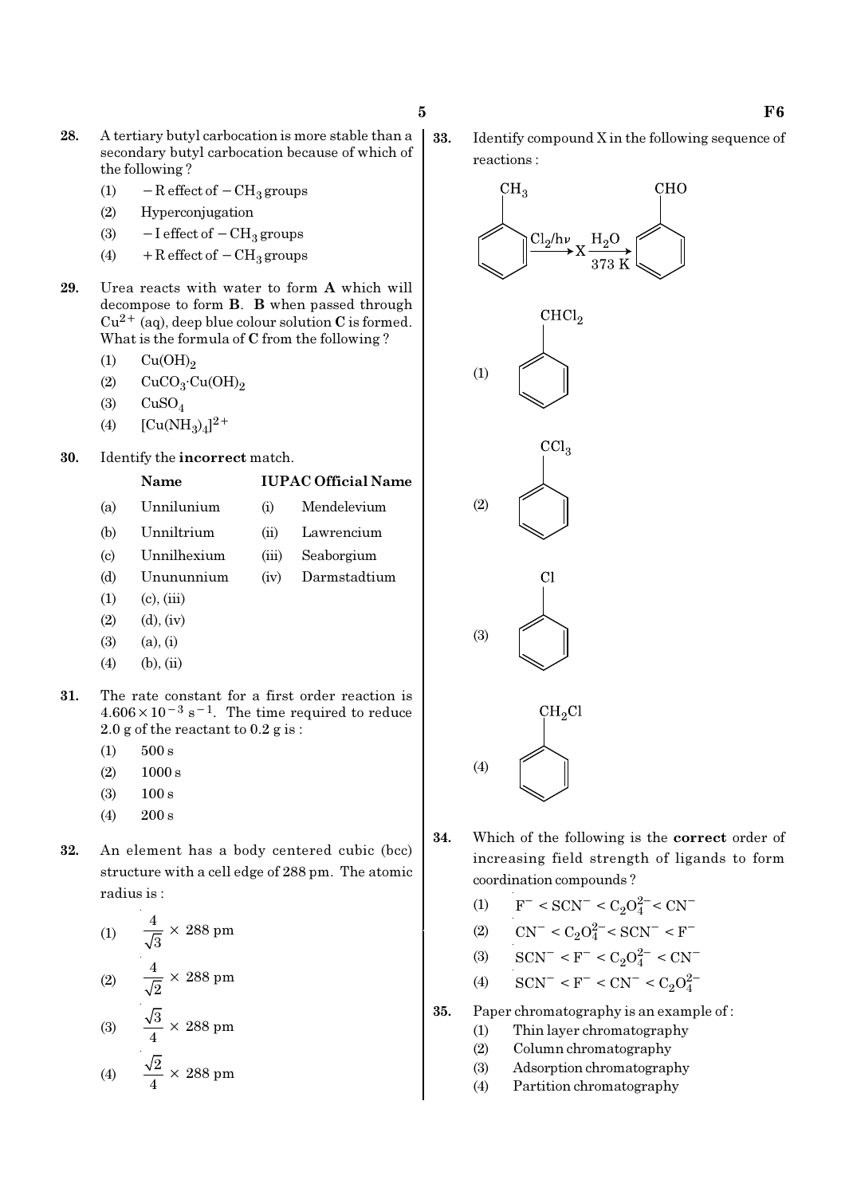28. A tertiary butyl carbocation is more stable than a secondary butyl carbocation because of which of the following ?

(1) $-R$ effect of $-CH_3$ groups
(2) Hyperconjugation
(3) $-I$ effect of $-CH_3$ groups
(4) $+R$ effect of $-CH_3$ groups

29. Urea reacts with water to form **A** which will decompose to form **B**. **B** when passed through $Cu^{2+}$ (aq), deep blue colour solution **C** is formed. What is the formula of **C** from the following ?

(1) $Cu(OH)_2$
(2) $CuCO_3 \cdot Cu(OH)_2$
(3) $CuSO_4$
(4) $[Cu(NH_3)_4]^{2+}$

30. Identify the **incorrect** match.

| | Name | | IUPAC Official Name |
|---|---|---|---|
| (a) | Unnilunium | (i) | Mendelevium |
| (b) | Unniltrium | (ii) | Lawrencium |
| (c) | Unnilhexium | (iii) | Seaborgium |
| (d) | Unununnium | (iv) | Darmstadtium |

(1) (c), (iii)
(2) (d), (iv)
(3) (a), (i)
(4) (b), (ii)

31. The rate constant for a first order reaction is $4.606 \times 10^{-3}$ s$^{-1}$. The time required to reduce 2.0 g of the reactant to 0.2 g is :

(1) 500 s
(2) 1000 s
(3) 100 s
(4) 200 s

32. An element has a body centered cubic (bcc) structure with a cell edge of 288 pm. The atomic radius is :

(1) $\frac{4}{\sqrt{3}} \times 288$ pm
(2) $\frac{4}{\sqrt{2}} \times 288$ pm
(3) $\frac{\sqrt{3}}{4} \times 288$ pm
(4) $\frac{\sqrt{2}}{4} \times 288$ pm

33. Identify compound X in the following sequence of reactions :

$$C_6H_5CH_3 \xrightarrow{Cl_2/h\nu} X \xrightarrow[373\text{ K}]{H_2O} C_6H_5CHO$$

(1) $C_6H_5CHCl_2$
(2) $C_6H_5CCl_3$
(3) $C_6H_5Cl$
(4) $C_6H_5CH_2Cl$

34. Which of the following is the **correct** order of increasing field strength of ligands to form coordination compounds ?

(1) $F^- < SCN^- < C_2O_4^{2-} < CN^-$
(2) $CN^- < C_2O_4^{2-} < SCN^- < F^-$
(3) $SCN^- < F^- < C_2O_4^{2-} < CN^-$
(4) $SCN^- < F^- < CN^- < C_2O_4^{2-}$

35. Paper chromatography is an example of :

(1) Thin layer chromatography
(2) Column chromatography
(3) Adsorption chromatography
(4) Partition chromatography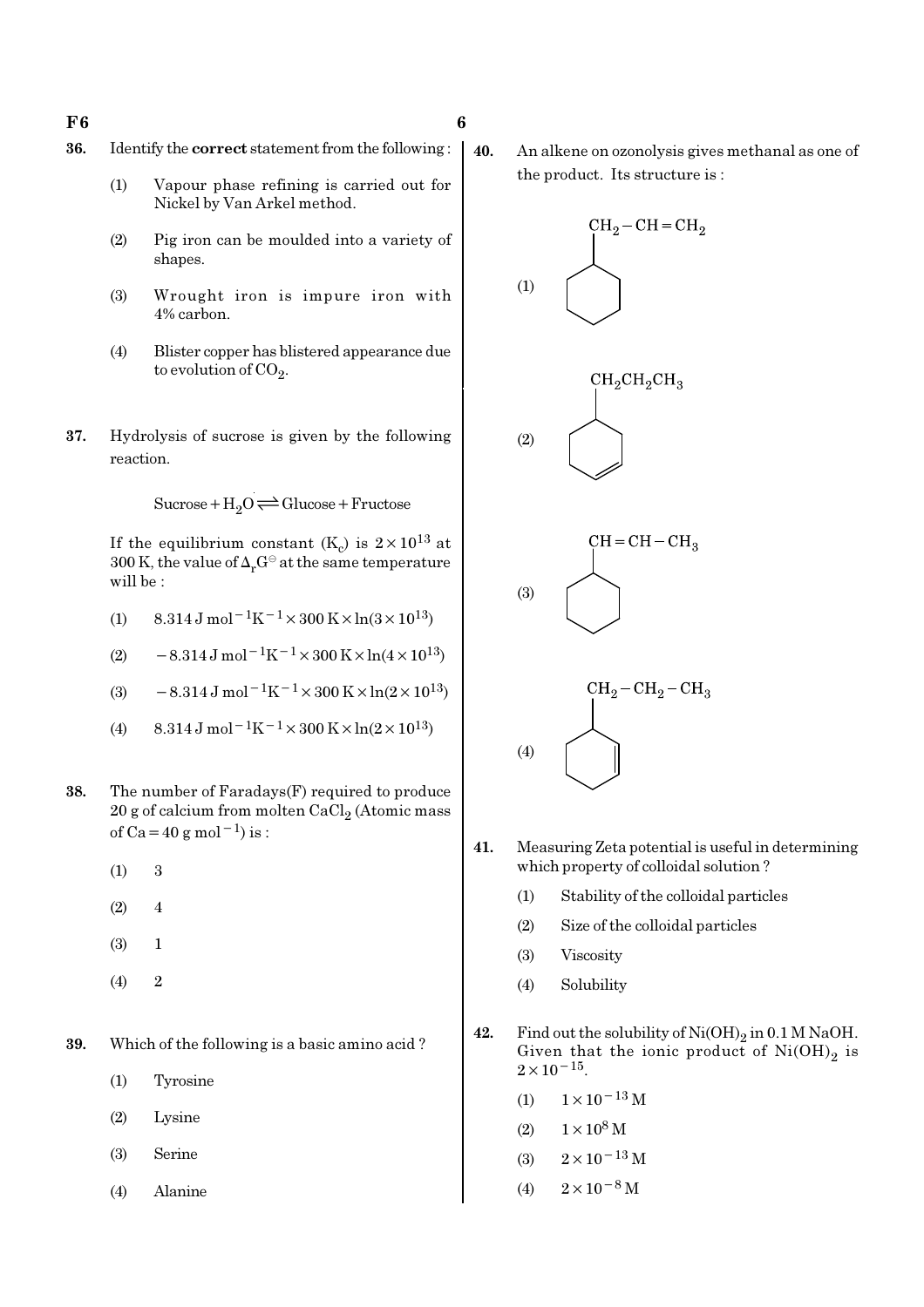36. Identify the **correct** statement from the following :

   (1) Vapour phase refining is carried out for Nickel by Van Arkel method.

   (2) Pig iron can be moulded into a variety of shapes.

   (3) Wrought iron is impure iron with 4% carbon.

   (4) Blister copper has blistered appearance due to evolution of $CO_2$.

37. Hydrolysis of sucrose is given by the following reaction.

$$\text{Sucrose} + H_2O \rightleftharpoons \text{Glucose} + \text{Fructose}$$

If the equilibrium constant ($K_c$) is $2 \times 10^{13}$ at 300 K, the value of $\Delta_r G^\ominus$ at the same temperature will be :

   (1) $8.314 \text{ J mol}^{-1}\text{K}^{-1} \times 300 \text{ K} \times \ln(3 \times 10^{13})$

   (2) $-8.314 \text{ J mol}^{-1}\text{K}^{-1} \times 300 \text{ K} \times \ln(4 \times 10^{13})$

   (3) $-8.314 \text{ J mol}^{-1}\text{K}^{-1} \times 300 \text{ K} \times \ln(2 \times 10^{13})$

   (4) $8.314 \text{ J mol}^{-1}\text{K}^{-1} \times 300 \text{ K} \times \ln(2 \times 10^{13})$

38. The number of Faradays(F) required to produce 20 g of calcium from molten $CaCl_2$ (Atomic mass of Ca = 40 g mol$^{-1}$) is :

   (1) 3

   (2) 4

   (3) 1

   (4) 2

39. Which of the following is a basic amino acid ?

   (1) Tyrosine

   (2) Lysine

   (3) Serine

   (4) Alanine

40. An alkene on ozonolysis gives methanal as one of the product. Its structure is :

   (1) Cyclohexane with $CH_2-CH=CH_2$ substituent

   (2) Cyclohexene with $CH_2CH_2CH_3$ substituent

   (3) Cyclohexane with $CH=CH-CH_3$ substituent

   (4) Cyclohexene with $CH_2-CH_2-CH_3$ substituent

41. Measuring Zeta potential is useful in determining which property of colloidal solution ?

   (1) Stability of the colloidal particles

   (2) Size of the colloidal particles

   (3) Viscosity

   (4) Solubility

42. Find out the solubility of $Ni(OH)_2$ in 0.1 M NaOH. Given that the ionic product of $Ni(OH)_2$ is $2 \times 10^{-15}$.

   (1) $1 \times 10^{-13}$ M

   (2) $1 \times 10^{8}$ M

   (3) $2 \times 10^{-13}$ M

   (4) $2 \times 10^{-8}$ M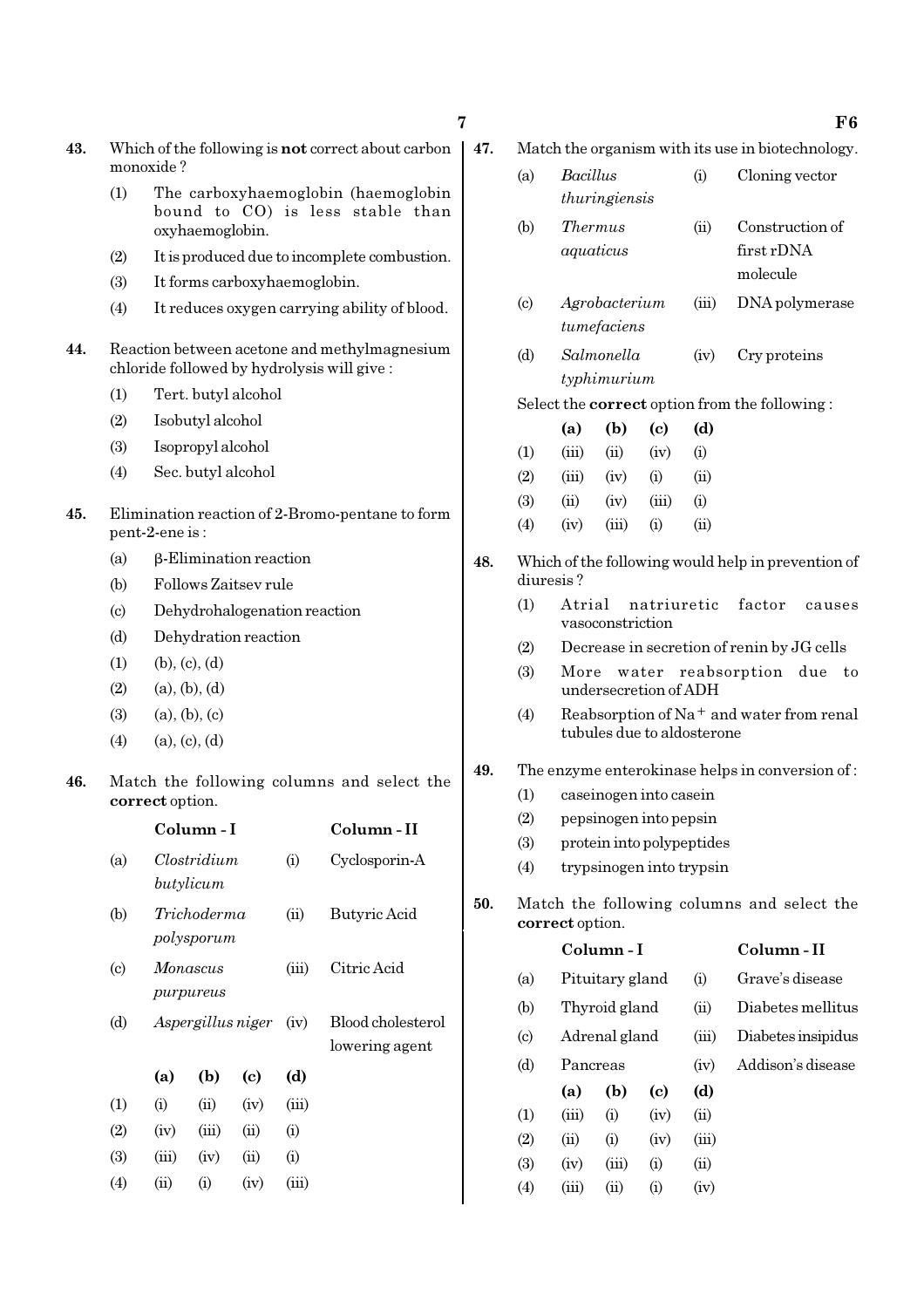**43.** Which of the following is **not** correct about carbon monoxide ?

(1) The carboxyhaemoglobin (haemoglobin bound to CO) is less stable than oxyhaemoglobin.

(2) It is produced due to incomplete combustion.

(3) It forms carboxyhaemoglobin.

(4) It reduces oxygen carrying ability of blood.

**44.** Reaction between acetone and methylmagnesium chloride followed by hydrolysis will give :

(1) Tert. butyl alcohol

(2) Isobutyl alcohol

(3) Isopropyl alcohol

(4) Sec. butyl alcohol

**45.** Elimination reaction of 2-Bromo-pentane to form pent-2-ene is :

(a) β-Elimination reaction

(b) Follows Zaitsev rule

(c) Dehydrohalogenation reaction

(d) Dehydration reaction

(1) (b), (c), (d)

(2) (a), (b), (d)

(3) (a), (b), (c)

(4) (a), (c), (d)

**46.** Match the following columns and select the **correct** option.

| | Column - I | | Column - II |
|---|---|---|---|
| (a) | *Clostridium butylicum* | (i) | Cyclosporin-A |
| (b) | *Trichoderma polysporum* | (ii) | Butyric Acid |
| (c) | *Monascus purpureus* | (iii) | Citric Acid |
| (d) | *Aspergillus niger* | (iv) | Blood cholesterol lowering agent |

| | (a) | (b) | (c) | (d) |
|---|---|---|---|---|
| (1) | (i) | (ii) | (iv) | (iii) |
| (2) | (iv) | (iii) | (ii) | (i) |
| (3) | (iii) | (iv) | (ii) | (i) |
| (4) | (ii) | (i) | (iv) | (iii) |

**47.** Match the organism with its use in biotechnology.

| | | | |
|---|---|---|---|
| (a) | *Bacillus thuringiensis* | (i) | Cloning vector |
| (b) | *Thermus aquaticus* | (ii) | Construction of first rDNA molecule |
| (c) | *Agrobacterium tumefaciens* | (iii) | DNA polymerase |
| (d) | *Salmonella typhimurium* | (iv) | Cry proteins |

Select the **correct** option from the following :

| | (a) | (b) | (c) | (d) |
|---|---|---|---|---|
| (1) | (iii) | (ii) | (iv) | (i) |
| (2) | (iii) | (iv) | (i) | (ii) |
| (3) | (ii) | (iv) | (iii) | (i) |
| (4) | (iv) | (iii) | (i) | (ii) |

**48.** Which of the following would help in prevention of diuresis ?

(1) Atrial natriuretic factor causes vasoconstriction

(2) Decrease in secretion of renin by JG cells

(3) More water reabsorption due to undersecretion of ADH

(4) Reabsorption of $Na^+$ and water from renal tubules due to aldosterone

**49.** The enzyme enterokinase helps in conversion of :

(1) caseinogen into casein

(2) pepsinogen into pepsin

(3) protein into polypeptides

(4) trypsinogen into trypsin

**50.** Match the following columns and select the **correct** option.

| | Column - I | | Column - II |
|---|---|---|---|
| (a) | Pituitary gland | (i) | Grave's disease |
| (b) | Thyroid gland | (ii) | Diabetes mellitus |
| (c) | Adrenal gland | (iii) | Diabetes insipidus |
| (d) | Pancreas | (iv) | Addison's disease |

| | (a) | (b) | (c) | (d) |
|---|---|---|---|---|
| (1) | (iii) | (i) | (iv) | (ii) |
| (2) | (ii) | (i) | (iv) | (iii) |
| (3) | (iv) | (iii) | (i) | (ii) |
| (4) | (iii) | (ii) | (i) | (iv) |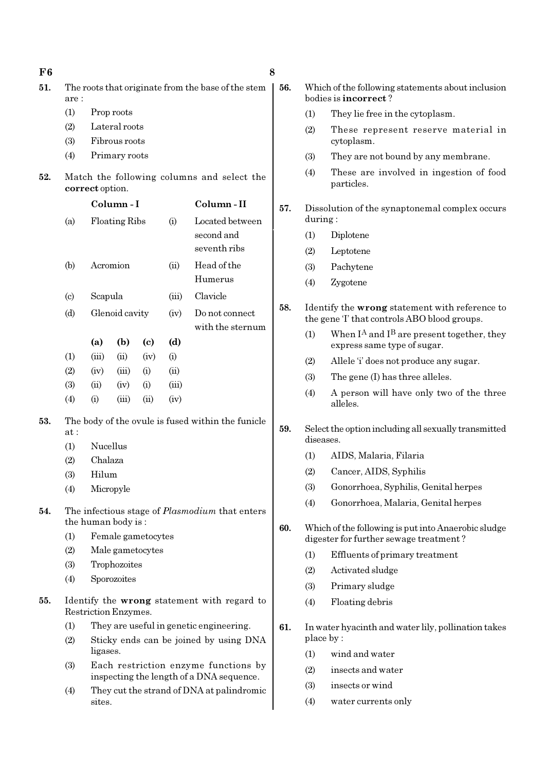51. The roots that originate from the base of the stem are :
    (1) Prop roots
    (2) Lateral roots
    (3) Fibrous roots
    (4) Primary roots

52. Match the following columns and select the **correct** option.

|  | Column - I |  | Column - II |
|---|---|---|---|
| (a) | Floating Ribs | (i) | Located between second and seventh ribs |
| (b) | Acromion | (ii) | Head of the Humerus |
| (c) | Scapula | (iii) | Clavicle |
| (d) | Glenoid cavity | (iv) | Do not connect with the sternum |

|  | (a) | (b) | (c) | (d) |
|---|---|---|---|---|
| (1) | (iii) | (ii) | (iv) | (i) |
| (2) | (iv) | (iii) | (i) | (ii) |
| (3) | (ii) | (iv) | (i) | (iii) |
| (4) | (i) | (iii) | (ii) | (iv) |

53. The body of the ovule is fused within the funicle at :
    (1) Nucellus
    (2) Chalaza
    (3) Hilum
    (4) Micropyle

54. The infectious stage of *Plasmodium* that enters the human body is :
    (1) Female gametocytes
    (2) Male gametocytes
    (3) Trophozoites
    (4) Sporozoites

55. Identify the **wrong** statement with regard to Restriction Enzymes.
    (1) They are useful in genetic engineering.
    (2) Sticky ends can be joined by using DNA ligases.
    (3) Each restriction enzyme functions by inspecting the length of a DNA sequence.
    (4) They cut the strand of DNA at palindromic sites.

56. Which of the following statements about inclusion bodies is **incorrect** ?
    (1) They lie free in the cytoplasm.
    (2) These represent reserve material in cytoplasm.
    (3) They are not bound by any membrane.
    (4) These are involved in ingestion of food particles.

57. Dissolution of the synaptonemal complex occurs during :
    (1) Diplotene
    (2) Leptotene
    (3) Pachytene
    (4) Zygotene

58. Identify the **wrong** statement with reference to the gene 'I' that controls ABO blood groups.
    (1) When $I^A$ and $I^B$ are present together, they express same type of sugar.
    (2) Allele 'i' does not produce any sugar.
    (3) The gene (I) has three alleles.
    (4) A person will have only two of the three alleles.

59. Select the option including all sexually transmitted diseases.
    (1) AIDS, Malaria, Filaria
    (2) Cancer, AIDS, Syphilis
    (3) Gonorrhoea, Syphilis, Genital herpes
    (4) Gonorrhoea, Malaria, Genital herpes

60. Which of the following is put into Anaerobic sludge digester for further sewage treatment ?
    (1) Effluents of primary treatment
    (2) Activated sludge
    (3) Primary sludge
    (4) Floating debris

61. In water hyacinth and water lily, pollination takes place by :
    (1) wind and water
    (2) insects and water
    (3) insects or wind
    (4) water currents only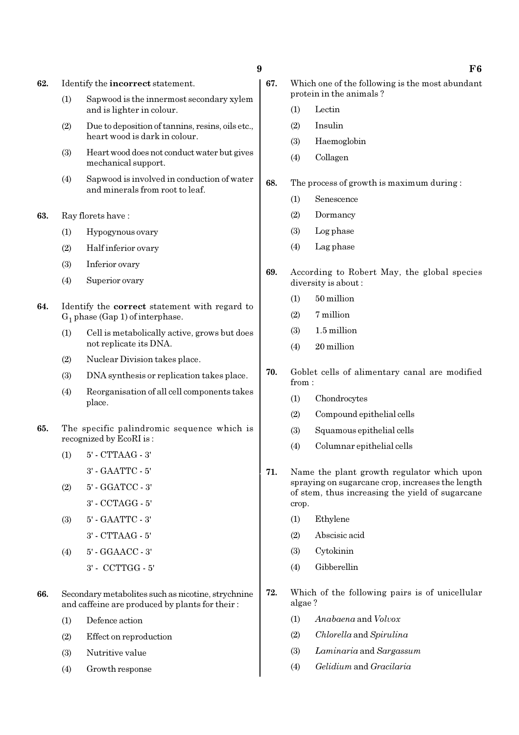62. Identify the **incorrect** statement.

    (1) Sapwood is the innermost secondary xylem and is lighter in colour.

    (2) Due to deposition of tannins, resins, oils etc., heart wood is dark in colour.

    (3) Heart wood does not conduct water but gives mechanical support.

    (4) Sapwood is involved in conduction of water and minerals from root to leaf.

63. Ray florets have :

    (1) Hypogynous ovary

    (2) Half inferior ovary

    (3) Inferior ovary

    (4) Superior ovary

64. Identify the **correct** statement with regard to $G_1$ phase (Gap 1) of interphase.

    (1) Cell is metabolically active, grows but does not replicate its DNA.

    (2) Nuclear Division takes place.

    (3) DNA synthesis or replication takes place.

    (4) Reorganisation of all cell components takes place.

65. The specific palindromic sequence which is recognized by EcoRI is :

    (1) 5' - CTTAAG - 3'
        3' - GAATTC - 5'

    (2) 5' - GGATCC - 3'
        3' - CCTAGG - 5'

    (3) 5' - GAATTC - 3'
        3' - CTTAAG - 5'

    (4) 5' - GGAACC - 3'
        3' - CCTTGG - 5'

66. Secondary metabolites such as nicotine, strychnine and caffeine are produced by plants for their :

    (1) Defence action

    (2) Effect on reproduction

    (3) Nutritive value

    (4) Growth response

67. Which one of the following is the most abundant protein in the animals ?

    (1) Lectin

    (2) Insulin

    (3) Haemoglobin

    (4) Collagen

68. The process of growth is maximum during :

    (1) Senescence

    (2) Dormancy

    (3) Log phase

    (4) Lag phase

69. According to Robert May, the global species diversity is about :

    (1) 50 million

    (2) 7 million

    (3) 1.5 million

    (4) 20 million

70. Goblet cells of alimentary canal are modified from :

    (1) Chondrocytes

    (2) Compound epithelial cells

    (3) Squamous epithelial cells

    (4) Columnar epithelial cells

71. Name the plant growth regulator which upon spraying on sugarcane crop, increases the length of stem, thus increasing the yield of sugarcane crop.

    (1) Ethylene

    (2) Abscisic acid

    (3) Cytokinin

    (4) Gibberellin

72. Which of the following pairs is of unicellular algae ?

    (1) *Anabaena* and *Volvox*

    (2) *Chlorella* and *Spirulina*

    (3) *Laminaria* and *Sargassum*

    (4) *Gelidium* and *Gracilaria*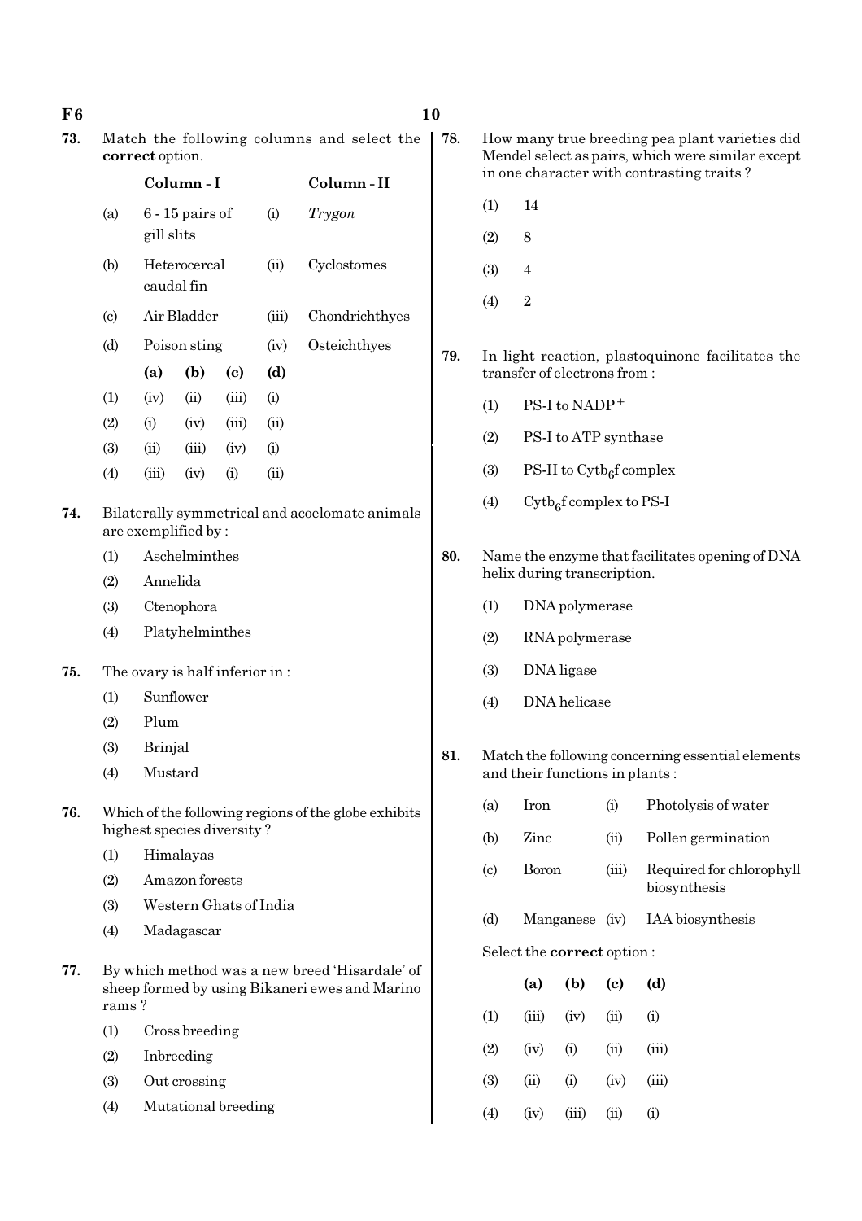73. Match the following columns and select the **correct** option.

| | Column - I | | Column - II |
|---|---|---|---|
| (a) | 6 - 15 pairs of gill slits | (i) | *Trygon* |
| (b) | Heterocercal caudal fin | (ii) | Cyclostomes |
| (c) | Air Bladder | (iii) | Chondrichthyes |
| (d) | Poison sting | (iv) | Osteichthyes |

| | (a) | (b) | (c) | (d) |
|---|---|---|---|---|
| (1) | (iv) | (ii) | (iii) | (i) |
| (2) | (i) | (iv) | (iii) | (ii) |
| (3) | (ii) | (iii) | (iv) | (i) |
| (4) | (iii) | (iv) | (i) | (ii) |

74. Bilaterally symmetrical and acoelomate animals are exemplified by :

(1) Aschelminthes
(2) Annelida
(3) Ctenophora
(4) Platyhelminthes

75. The ovary is half inferior in :

(1) Sunflower
(2) Plum
(3) Brinjal
(4) Mustard

76. Which of the following regions of the globe exhibits highest species diversity ?

(1) Himalayas
(2) Amazon forests
(3) Western Ghats of India
(4) Madagascar

77. By which method was a new breed 'Hisardale' of sheep formed by using Bikaneri ewes and Marino rams ?

(1) Cross breeding
(2) Inbreeding
(3) Out crossing
(4) Mutational breeding

78. How many true breeding pea plant varieties did Mendel select as pairs, which were similar except in one character with contrasting traits ?

(1) 14
(2) 8
(3) 4
(4) 2

79. In light reaction, plastoquinone facilitates the transfer of electrons from :

(1) PS-I to $NADP^+$
(2) PS-I to ATP synthase
(3) PS-II to $Cytb_6f$ complex
(4) $Cytb_6f$ complex to PS-I

80. Name the enzyme that facilitates opening of DNA helix during transcription.

(1) DNA polymerase
(2) RNA polymerase
(3) DNA ligase
(4) DNA helicase

81. Match the following concerning essential elements and their functions in plants :

| | | | |
|---|---|---|---|
| (a) | Iron | (i) | Photolysis of water |
| (b) | Zinc | (ii) | Pollen germination |
| (c) | Boron | (iii) | Required for chlorophyll biosynthesis |
| (d) | Manganese | (iv) | IAA biosynthesis |

Select the **correct** option :

| | (a) | (b) | (c) | (d) |
|---|---|---|---|---|
| (1) | (iii) | (iv) | (ii) | (i) |
| (2) | (iv) | (i) | (ii) | (iii) |
| (3) | (ii) | (i) | (iv) | (iii) |
| (4) | (iv) | (iii) | (ii) | (i) |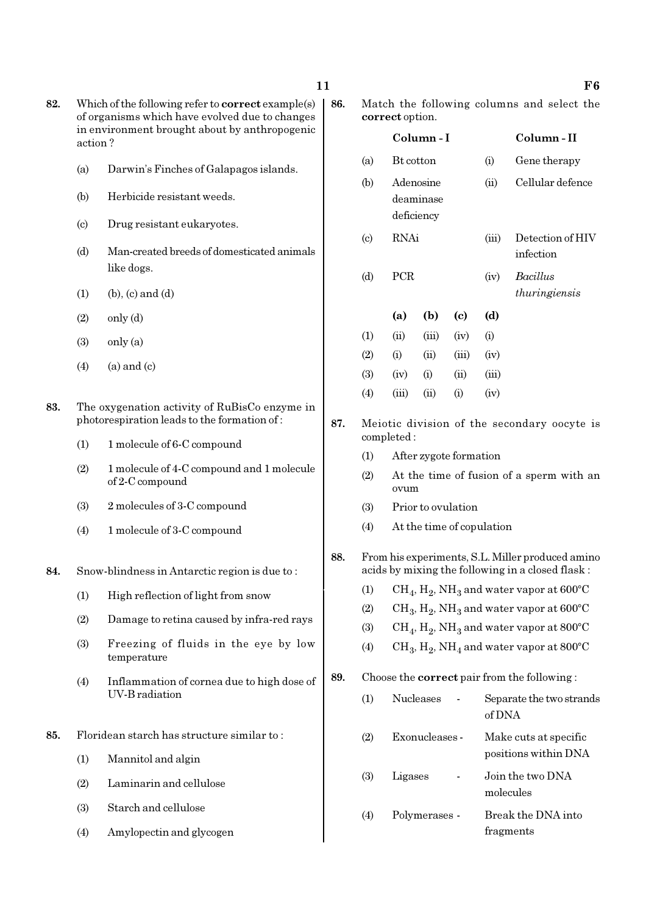82. Which of the following refer to **correct** example(s) of organisms which have evolved due to changes in environment brought about by anthropogenic action ?

(a) Darwin's Finches of Galapagos islands.

(b) Herbicide resistant weeds.

(c) Drug resistant eukaryotes.

(d) Man-created breeds of domesticated animals like dogs.

(1) (b), (c) and (d)

(2) only (d)

(3) only (a)

(4) (a) and (c)

83. The oxygenation activity of RuBisCo enzyme in photorespiration leads to the formation of :

(1) 1 molecule of 6-C compound

(2) 1 molecule of 4-C compound and 1 molecule of 2-C compound

(3) 2 molecules of 3-C compound

(4) 1 molecule of 3-C compound

84. Snow-blindness in Antarctic region is due to :

(1) High reflection of light from snow

(2) Damage to retina caused by infra-red rays

(3) Freezing of fluids in the eye by low temperature

(4) Inflammation of cornea due to high dose of UV-B radiation

85. Floridean starch has structure similar to :

(1) Mannitol and algin

(2) Laminarin and cellulose

(3) Starch and cellulose

(4) Amylopectin and glycogen

86. Match the following columns and select the **correct** option.

| | Column - I | | Column - II |
|---|---|---|---|
| (a) | Bt cotton | (i) | Gene therapy |
| (b) | Adenosine deaminase deficiency | (ii) | Cellular defence |
| (c) | RNAi | (iii) | Detection of HIV infection |
| (d) | PCR | (iv) | *Bacillus thuringiensis* |

| | (a) | (b) | (c) | (d) |
|---|---|---|---|---|
| (1) | (ii) | (iii) | (iv) | (i) |
| (2) | (i) | (ii) | (iii) | (iv) |
| (3) | (iv) | (i) | (ii) | (iii) |
| (4) | (iii) | (ii) | (i) | (iv) |

87. Meiotic division of the secondary oocyte is completed :

(1) After zygote formation

(2) At the time of fusion of a sperm with an ovum

(3) Prior to ovulation

(4) At the time of copulation

88. From his experiments, S.L. Miller produced amino acids by mixing the following in a closed flask :

(1) $CH_4$, $H_2$, $NH_3$ and water vapor at 600°C

(2) $CH_3$, $H_2$, $NH_3$ and water vapor at 600°C

(3) $CH_4$, $H_2$, $NH_3$ and water vapor at 800°C

(4) $CH_3$, $H_2$, $NH_4$ and water vapor at 800°C

89. Choose the **correct** pair from the following :

(1) Nucleases - Separate the two strands of DNA

(2) Exonucleases - Make cuts at specific positions within DNA

(3) Ligases - Join the two DNA molecules

(4) Polymerases - Break the DNA into fragments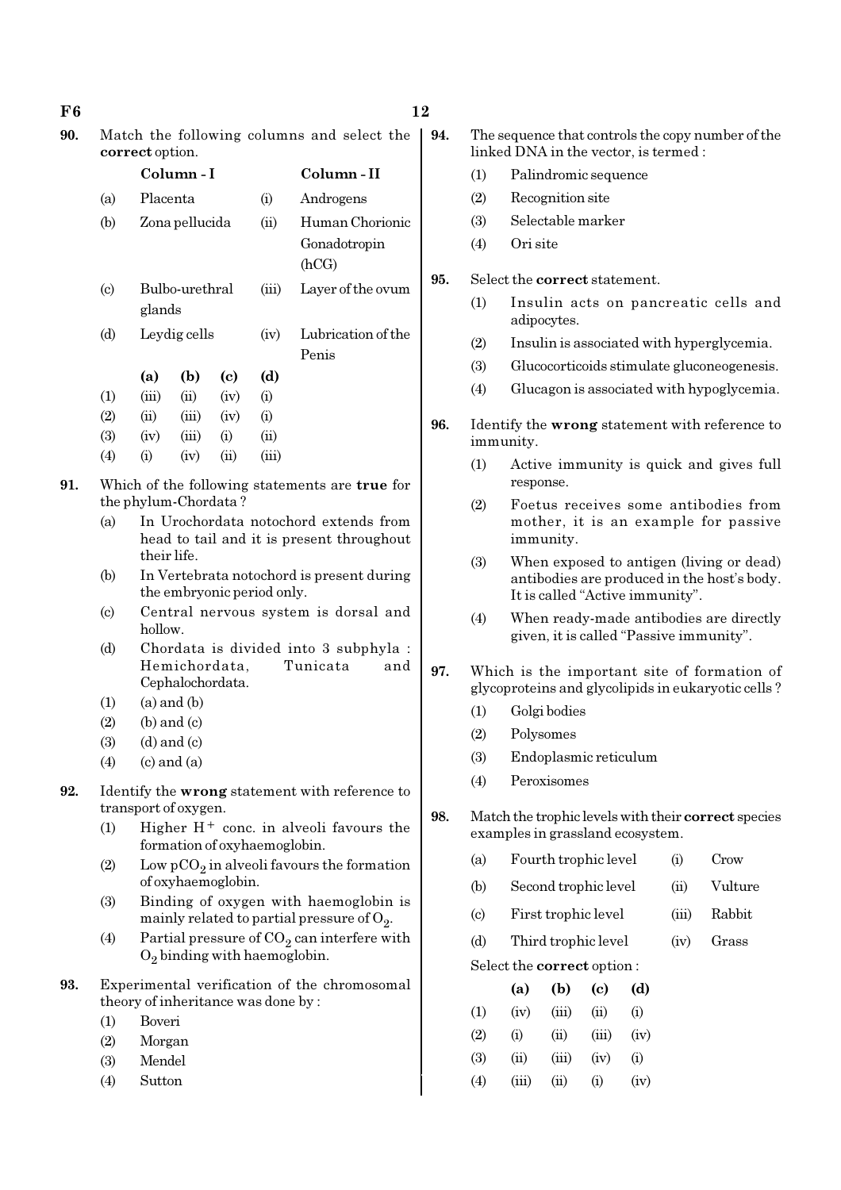**90.** Match the following columns and select the **correct** option.

| | Column - I | | Column - II |
|---|---|---|---|
| (a) | Placenta | (i) | Androgens |
| (b) | Zona pellucida | (ii) | Human Chorionic Gonadotropin (hCG) |
| (c) | Bulbo-urethral glands | (iii) | Layer of the ovum |
| (d) | Leydig cells | (iv) | Lubrication of the Penis |

| | (a) | (b) | (c) | (d) |
|---|---|---|---|---|
| (1) | (iii) | (ii) | (iv) | (i) |
| (2) | (ii) | (iii) | (iv) | (i) |
| (3) | (iv) | (iii) | (i) | (ii) |
| (4) | (i) | (iv) | (ii) | (iii) |

**91.** Which of the following statements are **true** for the phylum-Chordata ?

(a) In Urochordata notochord extends from head to tail and it is present throughout their life.

(b) In Vertebrata notochord is present during the embryonic period only.

(c) Central nervous system is dorsal and hollow.

(d) Chordata is divided into 3 subphyla : Hemichordata, Tunicata and Cephalochordata.

(1) (a) and (b)
(2) (b) and (c)
(3) (d) and (c)
(4) (c) and (a)

**92.** Identify the **wrong** statement with reference to transport of oxygen.

(1) Higher $H^+$ conc. in alveoli favours the formation of oxyhaemoglobin.
(2) Low $pCO_2$ in alveoli favours the formation of oxyhaemoglobin.
(3) Binding of oxygen with haemoglobin is mainly related to partial pressure of $O_2$.
(4) Partial pressure of $CO_2$ can interfere with $O_2$ binding with haemoglobin.

**93.** Experimental verification of the chromosomal theory of inheritance was done by :

(1) Boveri
(2) Morgan
(3) Mendel
(4) Sutton

**94.** The sequence that controls the copy number of the linked DNA in the vector, is termed :

(1) Palindromic sequence
(2) Recognition site
(3) Selectable marker
(4) Ori site

**95.** Select the **correct** statement.

(1) Insulin acts on pancreatic cells and adipocytes.
(2) Insulin is associated with hyperglycemia.
(3) Glucocorticoids stimulate gluconeogenesis.
(4) Glucagon is associated with hypoglycemia.

**96.** Identify the **wrong** statement with reference to immunity.

(1) Active immunity is quick and gives full response.
(2) Foetus receives some antibodies from mother, it is an example for passive immunity.
(3) When exposed to antigen (living or dead) antibodies are produced in the host's body. It is called "Active immunity".
(4) When ready-made antibodies are directly given, it is called "Passive immunity".

**97.** Which is the important site of formation of glycoproteins and glycolipids in eukaryotic cells ?

(1) Golgi bodies
(2) Polysomes
(3) Endoplasmic reticulum
(4) Peroxisomes

**98.** Match the trophic levels with their **correct** species examples in grassland ecosystem.

| | | | |
|---|---|---|---|
| (a) | Fourth trophic level | (i) | Crow |
| (b) | Second trophic level | (ii) | Vulture |
| (c) | First trophic level | (iii) | Rabbit |
| (d) | Third trophic level | (iv) | Grass |

Select the **correct** option :

| | (a) | (b) | (c) | (d) |
|---|---|---|---|---|
| (1) | (iv) | (iii) | (ii) | (i) |
| (2) | (i) | (ii) | (iii) | (iv) |
| (3) | (ii) | (iii) | (iv) | (i) |
| (4) | (iii) | (ii) | (i) | (iv) |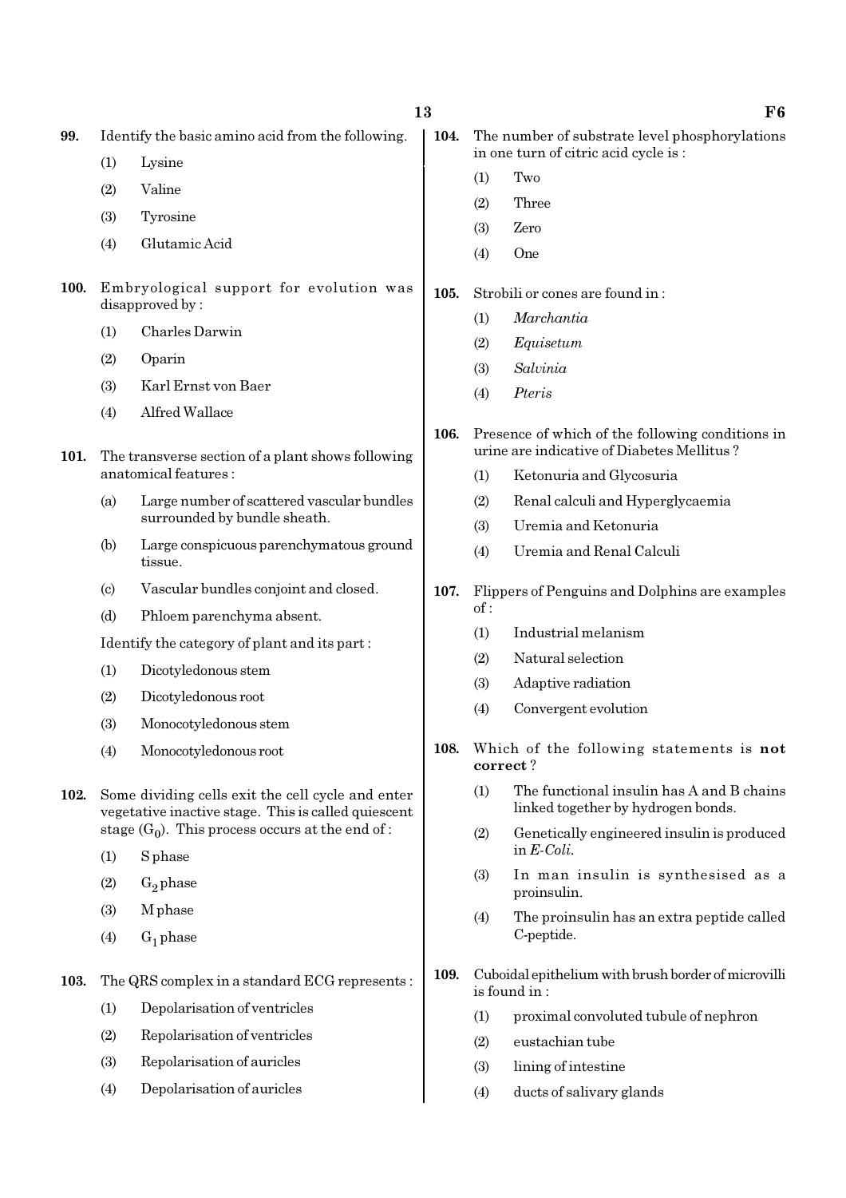**99.** Identify the basic amino acid from the following.

(1) Lysine

(2) Valine

(3) Tyrosine

(4) Glutamic Acid

**100.** Embryological support for evolution was disapproved by :

(1) Charles Darwin

(2) Oparin

(3) Karl Ernst von Baer

(4) Alfred Wallace

**101.** The transverse section of a plant shows following anatomical features :

(a) Large number of scattered vascular bundles surrounded by bundle sheath.

(b) Large conspicuous parenchymatous ground tissue.

(c) Vascular bundles conjoint and closed.

(d) Phloem parenchyma absent.

Identify the category of plant and its part :

(1) Dicotyledonous stem

(2) Dicotyledonous root

(3) Monocotyledonous stem

(4) Monocotyledonous root

**102.** Some dividing cells exit the cell cycle and enter vegetative inactive stage. This is called quiescent stage ($G_0$). This process occurs at the end of :

(1) S phase

(2) $G_2$ phase

(3) M phase

(4) $G_1$ phase

**103.** The QRS complex in a standard ECG represents :

(1) Depolarisation of ventricles

(2) Repolarisation of ventricles

(3) Repolarisation of auricles

(4) Depolarisation of auricles

**104.** The number of substrate level phosphorylations in one turn of citric acid cycle is :

(1) Two

(2) Three

(3) Zero

(4) One

**105.** Strobili or cones are found in :

(1) *Marchantia*

(2) *Equisetum*

(3) *Salvinia*

(4) *Pteris*

**106.** Presence of which of the following conditions in urine are indicative of Diabetes Mellitus ?

(1) Ketonuria and Glycosuria

(2) Renal calculi and Hyperglycaemia

(3) Uremia and Ketonuria

(4) Uremia and Renal Calculi

**107.** Flippers of Penguins and Dolphins are examples of :

(1) Industrial melanism

(2) Natural selection

(3) Adaptive radiation

(4) Convergent evolution

**108.** Which of the following statements is **not correct** ?

(1) The functional insulin has A and B chains linked together by hydrogen bonds.

(2) Genetically engineered insulin is produced in *E-Coli*.

(3) In man insulin is synthesised as a proinsulin.

(4) The proinsulin has an extra peptide called C-peptide.

**109.** Cuboidal epithelium with brush border of microvilli is found in :

(1) proximal convoluted tubule of nephron

(2) eustachian tube

(3) lining of intestine

(4) ducts of salivary glands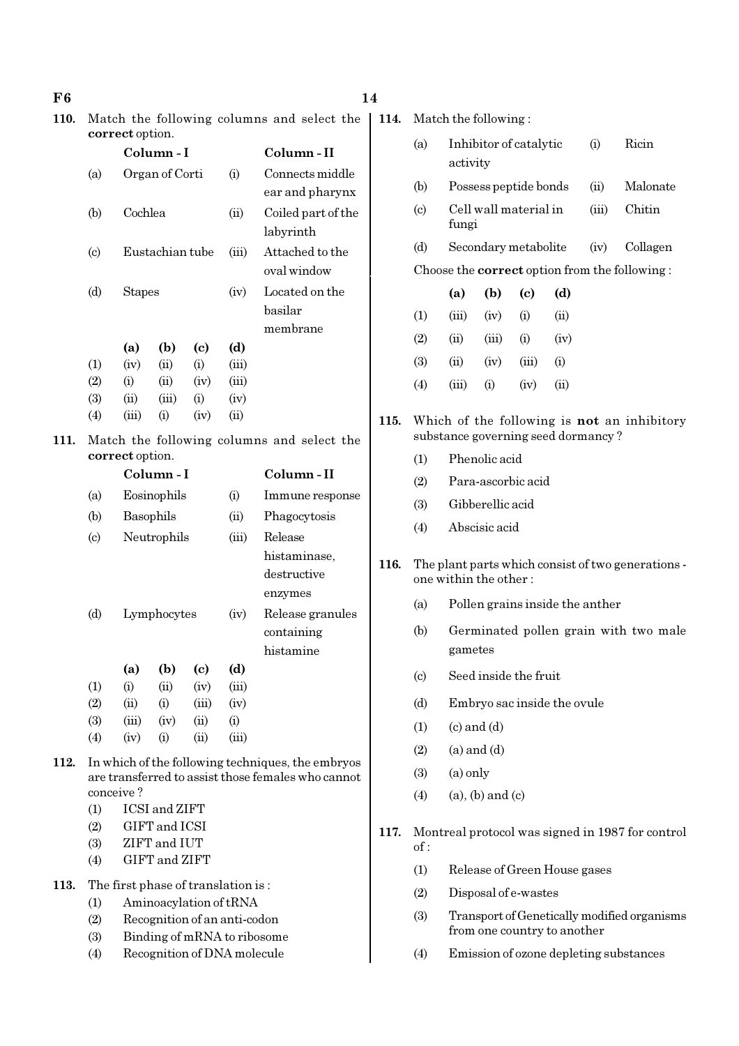**110.** Match the following columns and select the **correct** option.

| | Column - I | | Column - II |
|---|---|---|---|
| (a) | Organ of Corti | (i) | Connects middle ear and pharynx |
| (b) | Cochlea | (ii) | Coiled part of the labyrinth |
| (c) | Eustachian tube | (iii) | Attached to the oval window |
| (d) | Stapes | (iv) | Located on the basilar membrane |

| | (a) | (b) | (c) | (d) |
|---|---|---|---|---|
| (1) | (iv) | (ii) | (i) | (iii) |
| (2) | (i) | (ii) | (iv) | (iii) |
| (3) | (ii) | (iii) | (i) | (iv) |
| (4) | (iii) | (i) | (iv) | (ii) |

**111.** Match the following columns and select the **correct** option.

| | Column - I | | Column - II |
|---|---|---|---|
| (a) | Eosinophils | (i) | Immune response |
| (b) | Basophils | (ii) | Phagocytosis |
| (c) | Neutrophils | (iii) | Release histaminase, destructive enzymes |
| (d) | Lymphocytes | (iv) | Release granules containing histamine |

| | (a) | (b) | (c) | (d) |
|---|---|---|---|---|
| (1) | (i) | (ii) | (iv) | (iii) |
| (2) | (ii) | (i) | (iii) | (iv) |
| (3) | (iii) | (iv) | (ii) | (i) |
| (4) | (iv) | (i) | (ii) | (iii) |

**112.** In which of the following techniques, the embryos are transferred to assist those females who cannot conceive ?

(1) ICSI and ZIFT
(2) GIFT and ICSI
(3) ZIFT and IUT
(4) GIFT and ZIFT

**113.** The first phase of translation is :

(1) Aminoacylation of tRNA
(2) Recognition of an anti-codon
(3) Binding of mRNA to ribosome
(4) Recognition of DNA molecule

**114.** Match the following :

| | | | |
|---|---|---|---|
| (a) | Inhibitor of catalytic activity | (i) | Ricin |
| (b) | Possess peptide bonds | (ii) | Malonate |
| (c) | Cell wall material in fungi | (iii) | Chitin |
| (d) | Secondary metabolite | (iv) | Collagen |

Choose the **correct** option from the following :

| | (a) | (b) | (c) | (d) |
|---|---|---|---|---|
| (1) | (iii) | (iv) | (i) | (ii) |
| (2) | (ii) | (iii) | (i) | (iv) |
| (3) | (ii) | (iv) | (iii) | (i) |
| (4) | (iii) | (i) | (iv) | (ii) |

**115.** Which of the following is **not** an inhibitory substance governing seed dormancy ?

(1) Phenolic acid
(2) Para-ascorbic acid
(3) Gibberellic acid
(4) Abscisic acid

**116.** The plant parts which consist of two generations - one within the other :

(a) Pollen grains inside the anther
(b) Germinated pollen grain with two male gametes
(c) Seed inside the fruit
(d) Embryo sac inside the ovule

(1) (c) and (d)
(2) (a) and (d)
(3) (a) only
(4) (a), (b) and (c)

**117.** Montreal protocol was signed in 1987 for control of :

(1) Release of Green House gases
(2) Disposal of e-wastes
(3) Transport of Genetically modified organisms from one country to another
(4) Emission of ozone depleting substances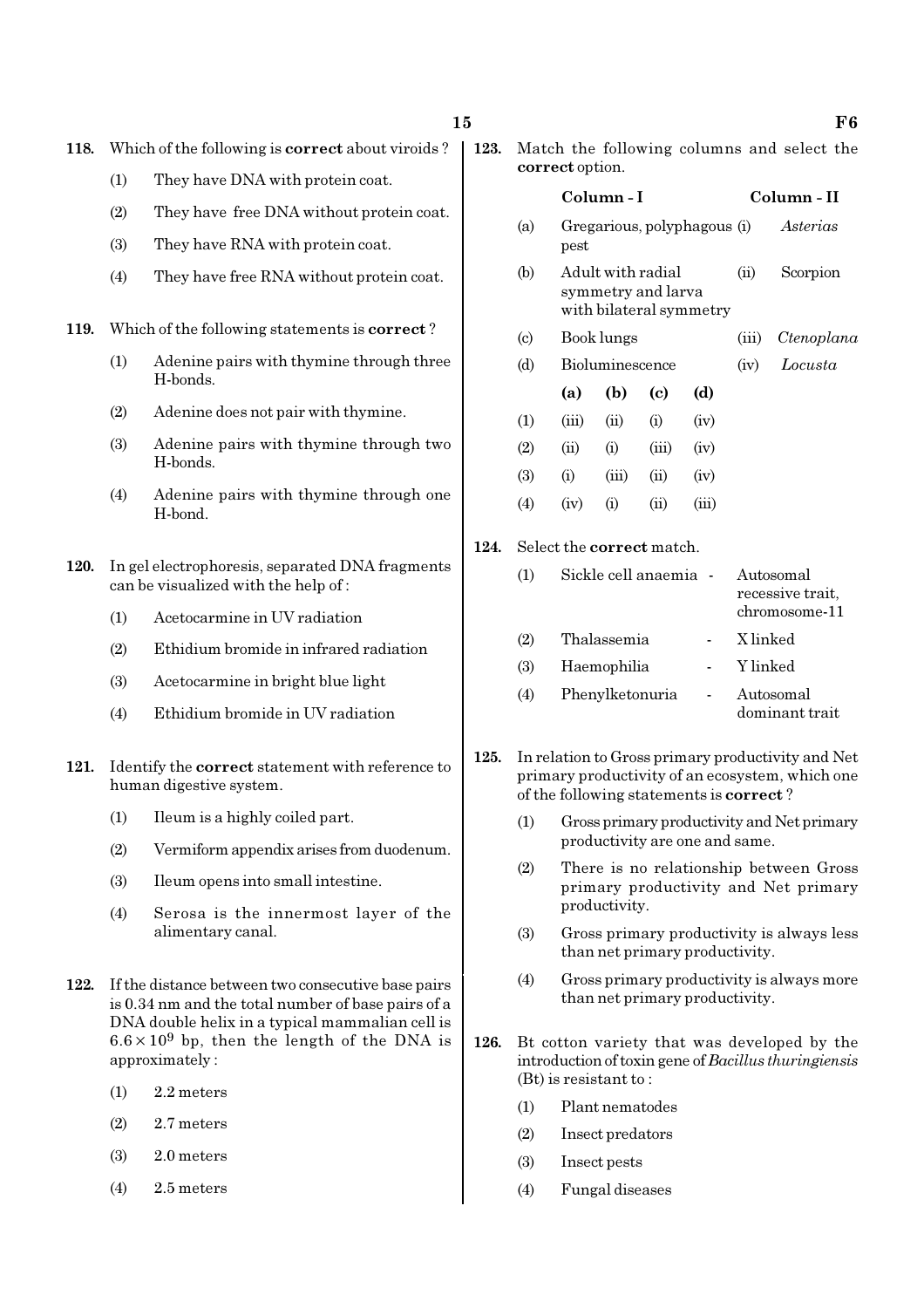**118.** Which of the following is **correct** about viroids ?

(1) They have DNA with protein coat.

(2) They have free DNA without protein coat.

(3) They have RNA with protein coat.

(4) They have free RNA without protein coat.

**119.** Which of the following statements is **correct** ?

(1) Adenine pairs with thymine through three H-bonds.

(2) Adenine does not pair with thymine.

(3) Adenine pairs with thymine through two H-bonds.

(4) Adenine pairs with thymine through one H-bond.

**120.** In gel electrophoresis, separated DNA fragments can be visualized with the help of :

(1) Acetocarmine in UV radiation

(2) Ethidium bromide in infrared radiation

(3) Acetocarmine in bright blue light

(4) Ethidium bromide in UV radiation

**121.** Identify the **correct** statement with reference to human digestive system.

(1) Ileum is a highly coiled part.

(2) Vermiform appendix arises from duodenum.

(3) Ileum opens into small intestine.

(4) Serosa is the innermost layer of the alimentary canal.

**122.** If the distance between two consecutive base pairs is 0.34 nm and the total number of base pairs of a DNA double helix in a typical mammalian cell is $6.6 \times 10^9$ bp, then the length of the DNA is approximately :

(1) 2.2 meters

(2) 2.7 meters

(3) 2.0 meters

(4) 2.5 meters

**123.** Match the following columns and select the **correct** option.

| | Column - I | | Column - II |
|---|---|---|---|
| (a) | Gregarious, polyphagous pest | (i) | *Asterias* |
| (b) | Adult with radial symmetry and larva with bilateral symmetry | (ii) | Scorpion |
| (c) | Book lungs | (iii) | *Ctenoplana* |
| (d) | Bioluminescence | (iv) | *Locusta* |

| | (a) | (b) | (c) | (d) |
|---|---|---|---|---|
| (1) | (iii) | (ii) | (i) | (iv) |
| (2) | (ii) | (i) | (iii) | (iv) |
| (3) | (i) | (iii) | (ii) | (iv) |
| (4) | (iv) | (i) | (ii) | (iii) |

**124.** Select the **correct** match.

(1) Sickle cell anaemia - Autosomal recessive trait, chromosome-11

(2) Thalassemia - X linked

(3) Haemophilia - Y linked

(4) Phenylketonuria - Autosomal dominant trait

**125.** In relation to Gross primary productivity and Net primary productivity of an ecosystem, which one of the following statements is **correct** ?

(1) Gross primary productivity and Net primary productivity are one and same.

(2) There is no relationship between Gross primary productivity and Net primary productivity.

(3) Gross primary productivity is always less than net primary productivity.

(4) Gross primary productivity is always more than net primary productivity.

**126.** Bt cotton variety that was developed by the introduction of toxin gene of *Bacillus thuringiensis* (Bt) is resistant to :

(1) Plant nematodes

(2) Insect predators

(3) Insect pests

(4) Fungal diseases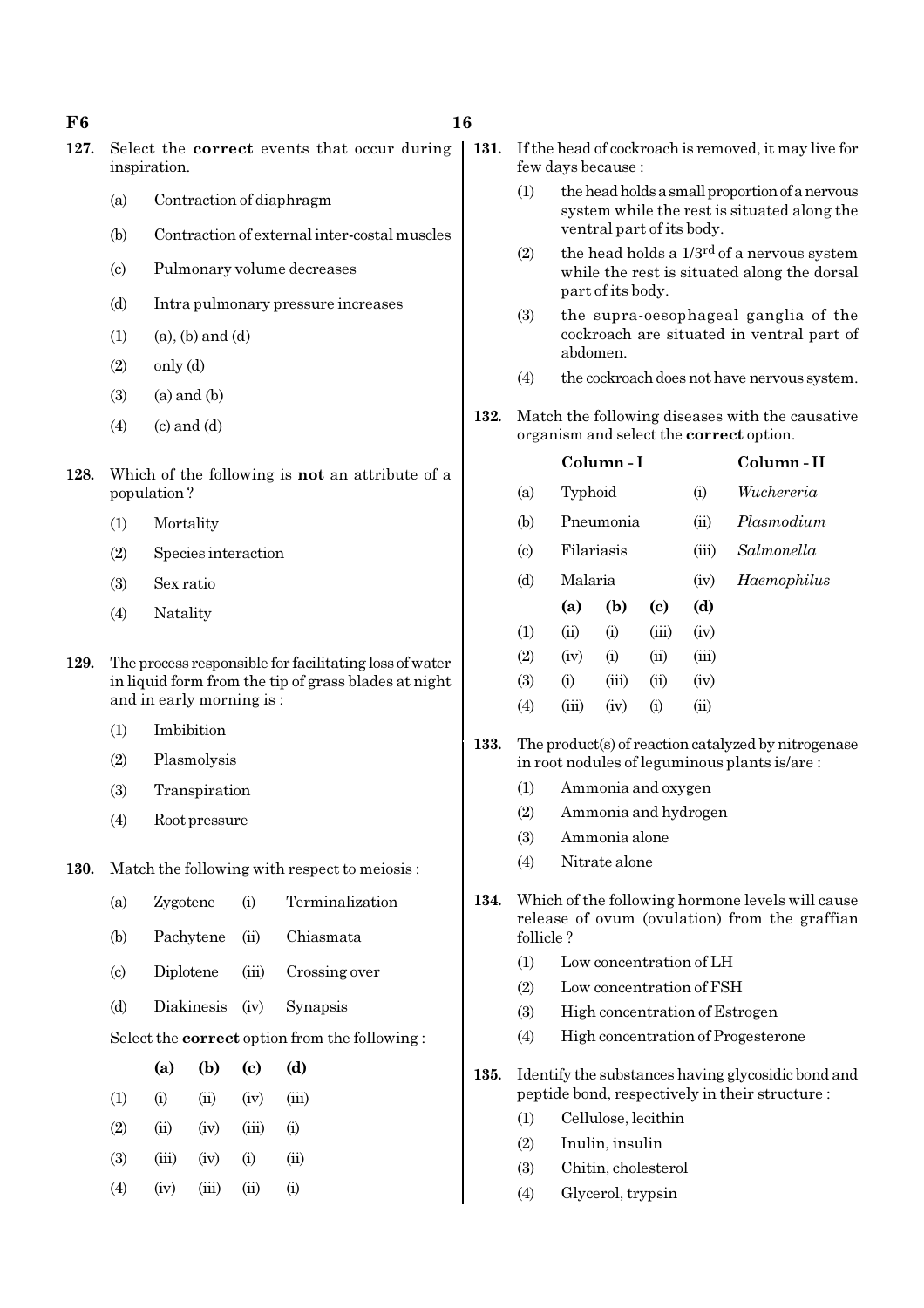127. Select the **correct** events that occur during inspiration.

(a) Contraction of diaphragm

(b) Contraction of external inter-costal muscles

(c) Pulmonary volume decreases

(d) Intra pulmonary pressure increases

(1) (a), (b) and (d)

(2) only (d)

(3) (a) and (b)

(4) (c) and (d)

128. Which of the following is **not** an attribute of a population ?

(1) Mortality

(2) Species interaction

(3) Sex ratio

(4) Natality

129. The process responsible for facilitating loss of water in liquid form from the tip of grass blades at night and in early morning is :

(1) Imbibition

(2) Plasmolysis

(3) Transpiration

(4) Root pressure

130. Match the following with respect to meiosis :

| | | | |
|---|---|---|---|
| (a) | Zygotene | (i) | Terminalization |
| (b) | Pachytene | (ii) | Chiasmata |
| (c) | Diplotene | (iii) | Crossing over |
| (d) | Diakinesis | (iv) | Synapsis |

Select the **correct** option from the following :

| | (a) | (b) | (c) | (d) |
|---|---|---|---|---|
| (1) | (i) | (ii) | (iv) | (iii) |
| (2) | (ii) | (iv) | (iii) | (i) |
| (3) | (iii) | (iv) | (i) | (ii) |
| (4) | (iv) | (iii) | (ii) | (i) |

131. If the head of cockroach is removed, it may live for few days because :

(1) the head holds a small proportion of a nervous system while the rest is situated along the ventral part of its body.

(2) the head holds a 1/3[rd] of a nervous system while the rest is situated along the dorsal part of its body.

(3) the supra-oesophageal ganglia of the cockroach are situated in ventral part of abdomen.

(4) the cockroach does not have nervous system.

132. Match the following diseases with the causative organism and select the **correct** option.

| | Column - I | | Column - II |
|---|---|---|---|
| (a) | Typhoid | (i) | *Wuchereria* |
| (b) | Pneumonia | (ii) | *Plasmodium* |
| (c) | Filariasis | (iii) | *Salmonella* |
| (d) | Malaria | (iv) | *Haemophilus* |

| | (a) | (b) | (c) | (d) |
|---|---|---|---|---|
| (1) | (ii) | (i) | (iii) | (iv) |
| (2) | (iv) | (i) | (ii) | (iii) |
| (3) | (i) | (iii) | (ii) | (iv) |
| (4) | (iii) | (iv) | (i) | (ii) |

133. The product(s) of reaction catalyzed by nitrogenase in root nodules of leguminous plants is/are :

(1) Ammonia and oxygen

(2) Ammonia and hydrogen

(3) Ammonia alone

(4) Nitrate alone

134. Which of the following hormone levels will cause release of ovum (ovulation) from the graffian follicle ?

(1) Low concentration of LH

(2) Low concentration of FSH

(3) High concentration of Estrogen

(4) High concentration of Progesterone

135. Identify the substances having glycosidic bond and peptide bond, respectively in their structure :

(1) Cellulose, lecithin

(2) Inulin, insulin

(3) Chitin, cholesterol

(4) Glycerol, trypsin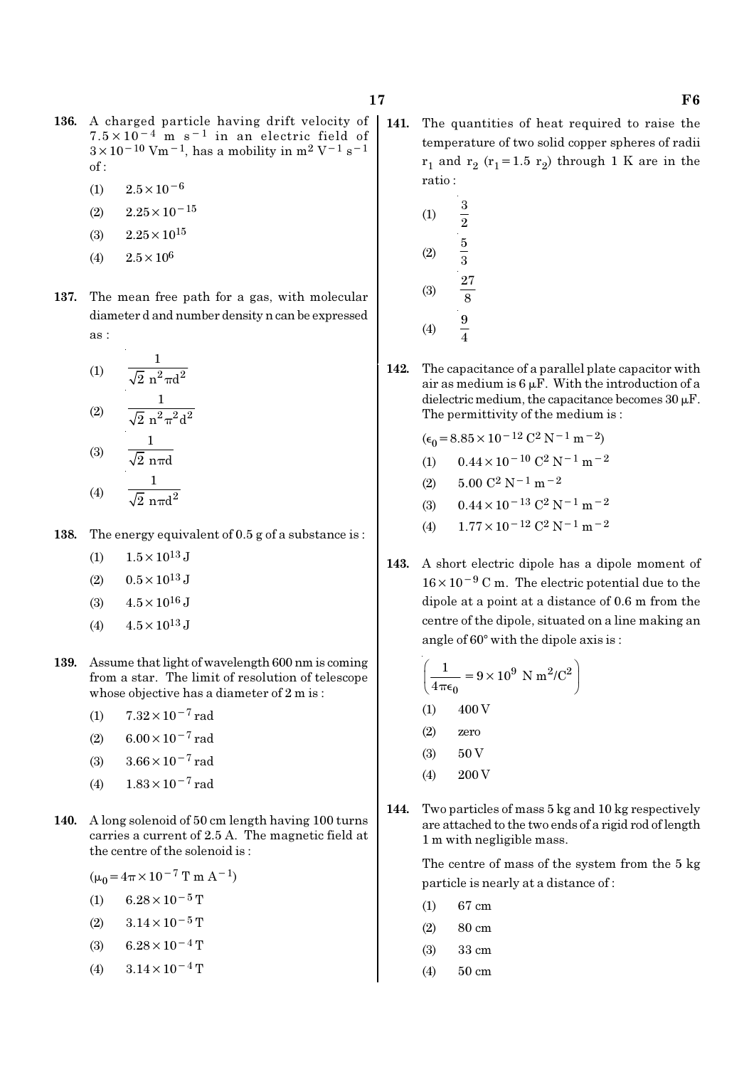**136.** A charged particle having drift velocity of $7.5 \times 10^{-4}$ m $s^{-1}$ in an electric field of $3 \times 10^{-10}$ $Vm^{-1}$, has a mobility in $m^2$ $V^{-1}$ $s^{-1}$ of :

(1) $2.5 \times 10^{-6}$

(2) $2.25 \times 10^{-15}$

(3) $2.25 \times 10^{15}$

(4) $2.5 \times 10^{6}$

**137.** The mean free path for a gas, with molecular diameter d and number density n can be expressed as :

(1) $\dfrac{1}{\sqrt{2}\, n^2 \pi d^2}$

(2) $\dfrac{1}{\sqrt{2}\, n^2 \pi^2 d^2}$

(3) $\dfrac{1}{\sqrt{2}\, n \pi d}$

(4) $\dfrac{1}{\sqrt{2}\, n \pi d^2}$

**138.** The energy equivalent of 0.5 g of a substance is :

(1) $1.5 \times 10^{13}$ J

(2) $0.5 \times 10^{13}$ J

(3) $4.5 \times 10^{16}$ J

(4) $4.5 \times 10^{13}$ J

**139.** Assume that light of wavelength 600 nm is coming from a star. The limit of resolution of telescope whose objective has a diameter of 2 m is :

(1) $7.32 \times 10^{-7}$ rad

(2) $6.00 \times 10^{-7}$ rad

(3) $3.66 \times 10^{-7}$ rad

(4) $1.83 \times 10^{-7}$ rad

**140.** A long solenoid of 50 cm length having 100 turns carries a current of 2.5 A. The magnetic field at the centre of the solenoid is :

($\mu_0 = 4\pi \times 10^{-7}$ T m $A^{-1}$)

(1) $6.28 \times 10^{-5}$ T

(2) $3.14 \times 10^{-5}$ T

(3) $6.28 \times 10^{-4}$ T

(4) $3.14 \times 10^{-4}$ T

**141.** The quantities of heat required to raise the temperature of two solid copper spheres of radii $r_1$ and $r_2$ ($r_1 = 1.5\ r_2$) through 1 K are in the ratio :

(1) $\dfrac{3}{2}$

(2) $\dfrac{5}{3}$

(3) $\dfrac{27}{8}$

(4) $\dfrac{9}{4}$

**142.** The capacitance of a parallel plate capacitor with air as medium is 6 $\mu$F. With the introduction of a dielectric medium, the capacitance becomes 30 $\mu$F. The permittivity of the medium is :

($\epsilon_0 = 8.85 \times 10^{-12}$ $C^2$ $N^{-1}$ $m^{-2}$)

(1) $0.44 \times 10^{-10}$ $C^2$ $N^{-1}$ $m^{-2}$

(2) $5.00$ $C^2$ $N^{-1}$ $m^{-2}$

(3) $0.44 \times 10^{-13}$ $C^2$ $N^{-1}$ $m^{-2}$

(4) $1.77 \times 10^{-12}$ $C^2$ $N^{-1}$ $m^{-2}$

**143.** A short electric dipole has a dipole moment of $16 \times 10^{-9}$ C m. The electric potential due to the dipole at a point at a distance of 0.6 m from the centre of the dipole, situated on a line making an angle of 60° with the dipole axis is :

$\left(\dfrac{1}{4\pi\epsilon_0} = 9 \times 10^9\ \text{N m}^2/\text{C}^2\right)$

(1) 400 V

(2) zero

(3) 50 V

(4) 200 V

**144.** Two particles of mass 5 kg and 10 kg respectively are attached to the two ends of a rigid rod of length 1 m with negligible mass.

The centre of mass of the system from the 5 kg particle is nearly at a distance of :

(1) 67 cm

(2) 80 cm

(3) 33 cm

(4) 50 cm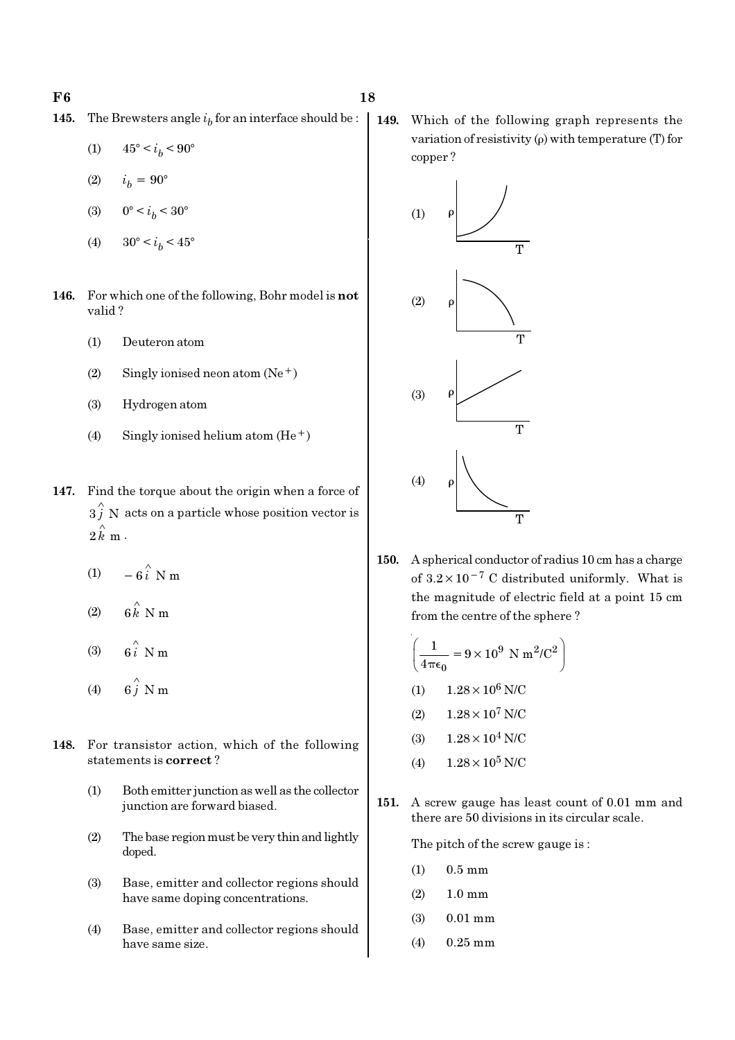**145.** The Brewsters angle $i_b$ for an interface should be :

(1) $45° < i_b < 90°$

(2) $i_b = 90°$

(3) $0° < i_b < 30°$

(4) $30° < i_b < 45°$

**146.** For which one of the following, Bohr model is **not** valid ?

(1) Deuteron atom

(2) Singly ionised neon atom ($Ne^+$)

(3) Hydrogen atom

(4) Singly ionised helium atom ($He^+$)

**147.** Find the torque about the origin when a force of $3\hat{j}$ N acts on a particle whose position vector is $2\hat{k}$ m.

(1) $-6\hat{i}$ N m

(2) $6\hat{k}$ N m

(3) $6\hat{i}$ N m

(4) $6\hat{j}$ N m

**148.** For transistor action, which of the following statements is **correct** ?

(1) Both emitter junction as well as the collector junction are forward biased.

(2) The base region must be very thin and lightly doped.

(3) Base, emitter and collector regions should have same doping concentrations.

(4) Base, emitter and collector regions should have same size.

**149.** Which of the following graph represents the variation of resistivity ($\rho$) with temperature (T) for copper ?

(1)

(2)

(3)

(4)

**150.** A spherical conductor of radius 10 cm has a charge of $3.2 \times 10^{-7}$ C distributed uniformly. What is the magnitude of electric field at a point 15 cm from the centre of the sphere ?

$\left(\frac{1}{4\pi\epsilon_0} = 9 \times 10^9 \text{ N m}^2/\text{C}^2\right)$

(1) $1.28 \times 10^6$ N/C

(2) $1.28 \times 10^7$ N/C

(3) $1.28 \times 10^4$ N/C

(4) $1.28 \times 10^5$ N/C

**151.** A screw gauge has least count of 0.01 mm and there are 50 divisions in its circular scale.

The pitch of the screw gauge is :

(1) 0.5 mm

(2) 1.0 mm

(3) 0.01 mm

(4) 0.25 mm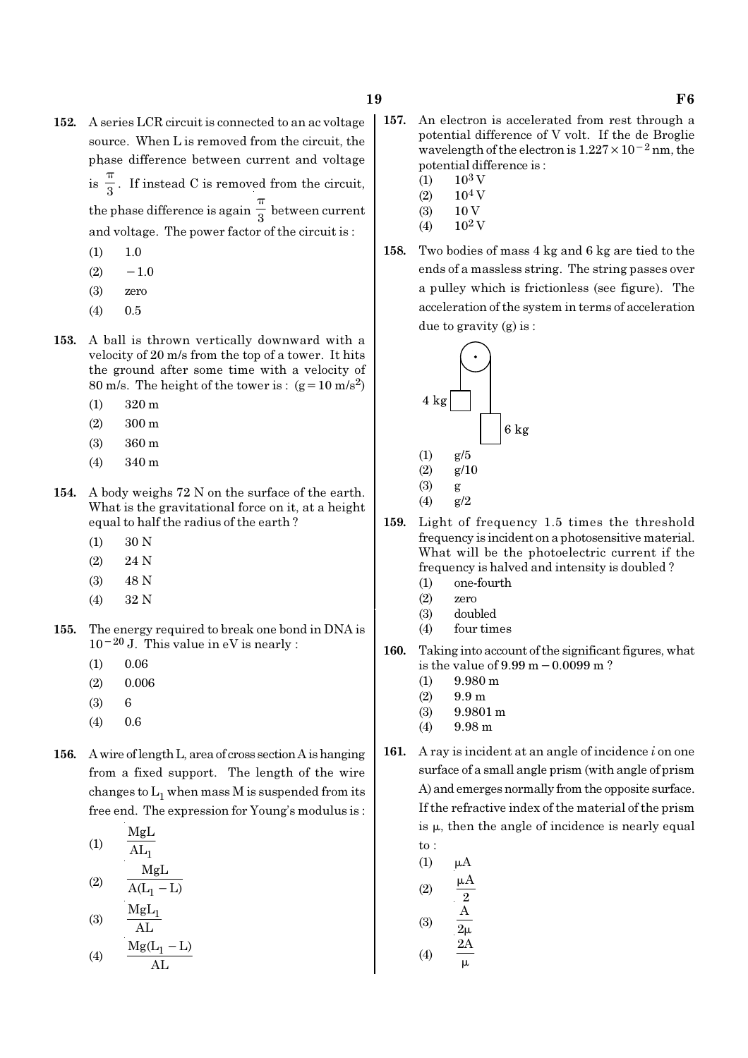152. A series LCR circuit is connected to an ac voltage source. When L is removed from the circuit, the phase difference between current and voltage is $\frac{\pi}{3}$. If instead C is removed from the circuit, the phase difference is again $\frac{\pi}{3}$ between current and voltage. The power factor of the circuit is :

(1) 1.0
(2) $-1.0$
(3) zero
(4) 0.5

153. A ball is thrown vertically downward with a velocity of 20 m/s from the top of a tower. It hits the ground after some time with a velocity of 80 m/s. The height of the tower is : $(g = 10 \text{ m/s}^2)$

(1) 320 m
(2) 300 m
(3) 360 m
(4) 340 m

154. A body weighs 72 N on the surface of the earth. What is the gravitational force on it, at a height equal to half the radius of the earth ?

(1) 30 N
(2) 24 N
(3) 48 N
(4) 32 N

155. The energy required to break one bond in DNA is $10^{-20}$ J. This value in eV is nearly :

(1) 0.06
(2) 0.006
(3) 6
(4) 0.6

156. A wire of length L, area of cross section A is hanging from a fixed support. The length of the wire changes to $L_1$ when mass M is suspended from its free end. The expression for Young's modulus is :

(1) $\frac{MgL}{AL_1}$
(2) $\frac{MgL}{A(L_1 - L)}$
(3) $\frac{MgL_1}{AL}$
(4) $\frac{Mg(L_1 - L)}{AL}$

157. An electron is accelerated from rest through a potential difference of V volt. If the de Broglie wavelength of the electron is $1.227 \times 10^{-2}$ nm, the potential difference is :

(1) $10^3$ V
(2) $10^4$ V
(3) 10 V
(4) $10^2$ V

158. Two bodies of mass 4 kg and 6 kg are tied to the ends of a massless string. The string passes over a pulley which is frictionless (see figure). The acceleration of the system in terms of acceleration due to gravity (g) is :

(1) g/5
(2) g/10
(3) g
(4) g/2

159. Light of frequency 1.5 times the threshold frequency is incident on a photosensitive material. What will be the photoelectric current if the frequency is halved and intensity is doubled ?

(1) one-fourth
(2) zero
(3) doubled
(4) four times

160. Taking into account of the significant figures, what is the value of 9.99 m $-$ 0.0099 m ?

(1) 9.980 m
(2) 9.9 m
(3) 9.9801 m
(4) 9.98 m

161. A ray is incident at an angle of incidence $i$ on one surface of a small angle prism (with angle of prism A) and emerges normally from the opposite surface. If the refractive index of the material of the prism is $\mu$, then the angle of incidence is nearly equal to :

(1) $\mu A$
(2) $\frac{\mu A}{2}$
(3) $\frac{A}{2\mu}$
(4) $\frac{2A}{\mu}$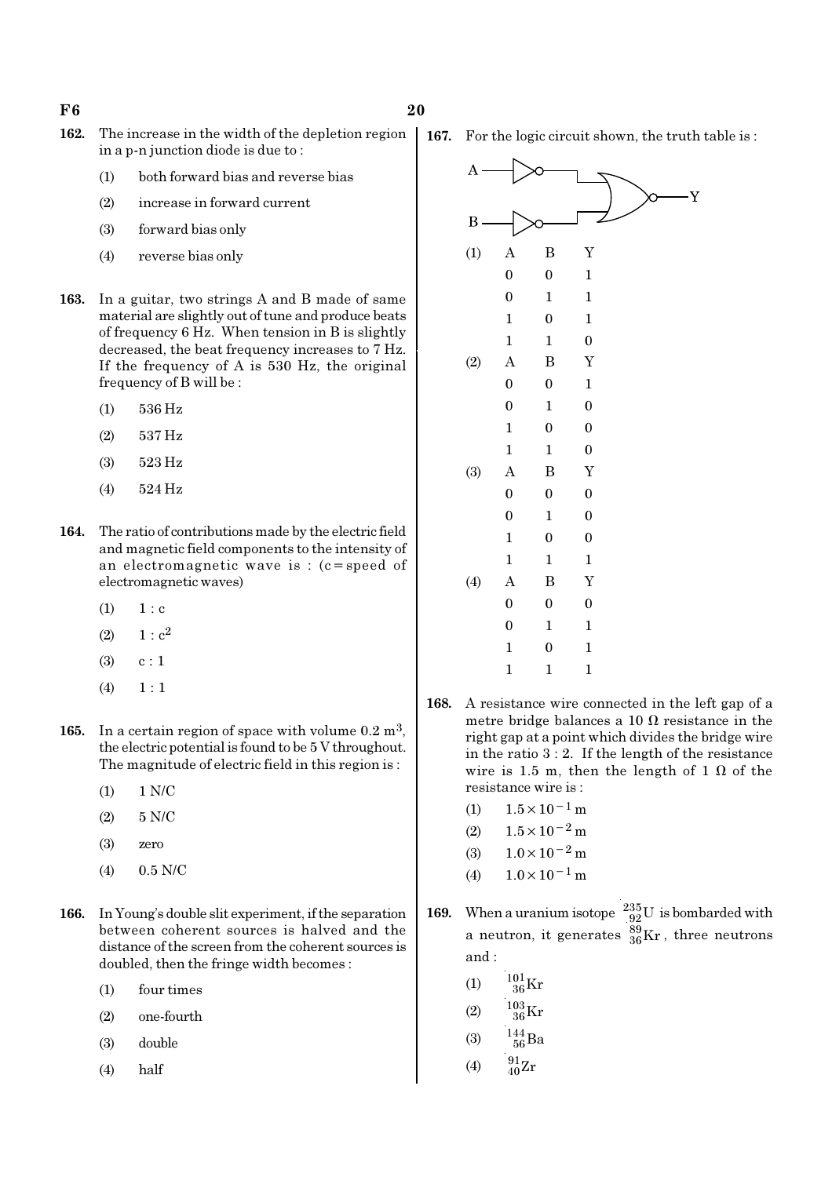**162.** The increase in the width of the depletion region in a p-n junction diode is due to :

(1) both forward bias and reverse bias

(2) increase in forward current

(3) forward bias only

(4) reverse bias only

**163.** In a guitar, two strings A and B made of same material are slightly out of tune and produce beats of frequency 6 Hz. When tension in B is slightly decreased, the beat frequency increases to 7 Hz. If the frequency of A is 530 Hz, the original frequency of B will be :

(1) 536 Hz

(2) 537 Hz

(3) 523 Hz

(4) 524 Hz

**164.** The ratio of contributions made by the electric field and magnetic field components to the intensity of an electromagnetic wave is : (c = speed of electromagnetic waves)

(1) $1 : c$

(2) $1 : c^2$

(3) $c : 1$

(4) $1 : 1$

**165.** In a certain region of space with volume $0.2\ m^3$, the electric potential is found to be 5 V throughout. The magnitude of electric field in this region is :

(1) 1 N/C

(2) 5 N/C

(3) zero

(4) 0.5 N/C

**166.** In Young's double slit experiment, if the separation between coherent sources is halved and the distance of the screen from the coherent sources is doubled, then the fringe width becomes :

(1) four times

(2) one-fourth

(3) double

(4) half

**167.** For the logic circuit shown, the truth table is :

(1)

| A | B | Y |
|---|---|---|
| 0 | 0 | 1 |
| 0 | 1 | 1 |
| 1 | 0 | 1 |
| 1 | 1 | 0 |

(2)

| A | B | Y |
|---|---|---|
| 0 | 0 | 1 |
| 0 | 1 | 0 |
| 1 | 0 | 0 |
| 1 | 1 | 0 |

(3)

| A | B | Y |
|---|---|---|
| 0 | 0 | 0 |
| 0 | 1 | 0 |
| 1 | 0 | 0 |
| 1 | 1 | 1 |

(4)

| A | B | Y |
|---|---|---|
| 0 | 0 | 0 |
| 0 | 1 | 1 |
| 1 | 0 | 1 |
| 1 | 1 | 1 |

**168.** A resistance wire connected in the left gap of a metre bridge balances a $10\ \Omega$ resistance in the right gap at a point which divides the bridge wire in the ratio 3 : 2. If the length of the resistance wire is 1.5 m, then the length of $1\ \Omega$ of the resistance wire is :

(1) $1.5 \times 10^{-1}$ m

(2) $1.5 \times 10^{-2}$ m

(3) $1.0 \times 10^{-2}$ m

(4) $1.0 \times 10^{-1}$ m

**169.** When a uranium isotope $^{235}_{92}U$ is bombarded with a neutron, it generates $^{89}_{36}Kr$, three neutrons and :

(1) $^{101}_{36}Kr$

(2) $^{103}_{36}Kr$

(3) $^{144}_{56}Ba$

(4) $^{91}_{40}Zr$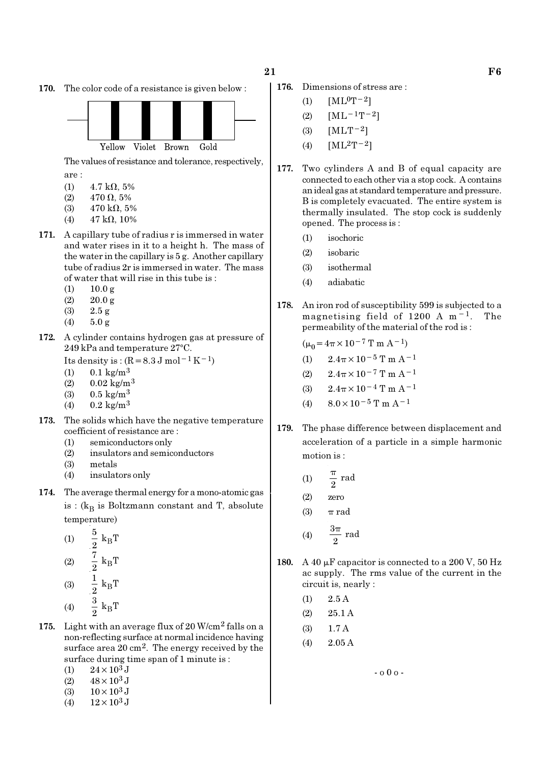170. The color code of a resistance is given below :

Yellow Violet Brown Gold

The values of resistance and tolerance, respectively, are :

(1) 4.7 kΩ, 5%
(2) 470 Ω, 5%
(3) 470 kΩ, 5%
(4) 47 kΩ, 10%

171. A capillary tube of radius r is immersed in water and water rises in it to a height h. The mass of the water in the capillary is 5 g. Another capillary tube of radius 2r is immersed in water. The mass of water that will rise in this tube is :

(1) 10.0 g
(2) 20.0 g
(3) 2.5 g
(4) 5.0 g

172. A cylinder contains hydrogen gas at pressure of 249 kPa and temperature 27°C.

Its density is : ($R = 8.3\ J\ mol^{-1}\ K^{-1}$)

(1) 0.1 kg/m$^3$
(2) 0.02 kg/m$^3$
(3) 0.5 kg/m$^3$
(4) 0.2 kg/m$^3$

173. The solids which have the negative temperature coefficient of resistance are :

(1) semiconductors only
(2) insulators and semiconductors
(3) metals
(4) insulators only

174. The average thermal energy for a mono-atomic gas is : ($k_B$ is Boltzmann constant and T, absolute temperature)

(1) $\frac{5}{2} k_B T$
(2) $\frac{7}{2} k_B T$
(3) $\frac{1}{2} k_B T$
(4) $\frac{3}{2} k_B T$

175. Light with an average flux of 20 W/cm$^2$ falls on a non-reflecting surface at normal incidence having surface area 20 cm$^2$. The energy received by the surface during time span of 1 minute is :

(1) $24 \times 10^3$ J
(2) $48 \times 10^3$ J
(3) $10 \times 10^3$ J
(4) $12 \times 10^3$ J

176. Dimensions of stress are :

(1) $[ML^0T^{-2}]$
(2) $[ML^{-1}T^{-2}]$
(3) $[MLT^{-2}]$
(4) $[ML^2T^{-2}]$

177. Two cylinders A and B of equal capacity are connected to each other via a stop cock. A contains an ideal gas at standard temperature and pressure. B is completely evacuated. The entire system is thermally insulated. The stop cock is suddenly opened. The process is :

(1) isochoric
(2) isobaric
(3) isothermal
(4) adiabatic

178. An iron rod of susceptibility 599 is subjected to a magnetising field of 1200 A m$^{-1}$. The permeability of the material of the rod is :

($\mu_0 = 4\pi \times 10^{-7}$ T m A$^{-1}$)

(1) $2.4\pi \times 10^{-5}$ T m A$^{-1}$
(2) $2.4\pi \times 10^{-7}$ T m A$^{-1}$
(3) $2.4\pi \times 10^{-4}$ T m A$^{-1}$
(4) $8.0 \times 10^{-5}$ T m A$^{-1}$

179. The phase difference between displacement and acceleration of a particle in a simple harmonic motion is :

(1) $\frac{\pi}{2}$ rad
(2) zero
(3) $\pi$ rad
(4) $\frac{3\pi}{2}$ rad

180. A 40 μF capacitor is connected to a 200 V, 50 Hz ac supply. The rms value of the current in the circuit is, nearly :

(1) 2.5 A
(2) 25.1 A
(3) 1.7 A
(4) 2.05 A

- o 0 o -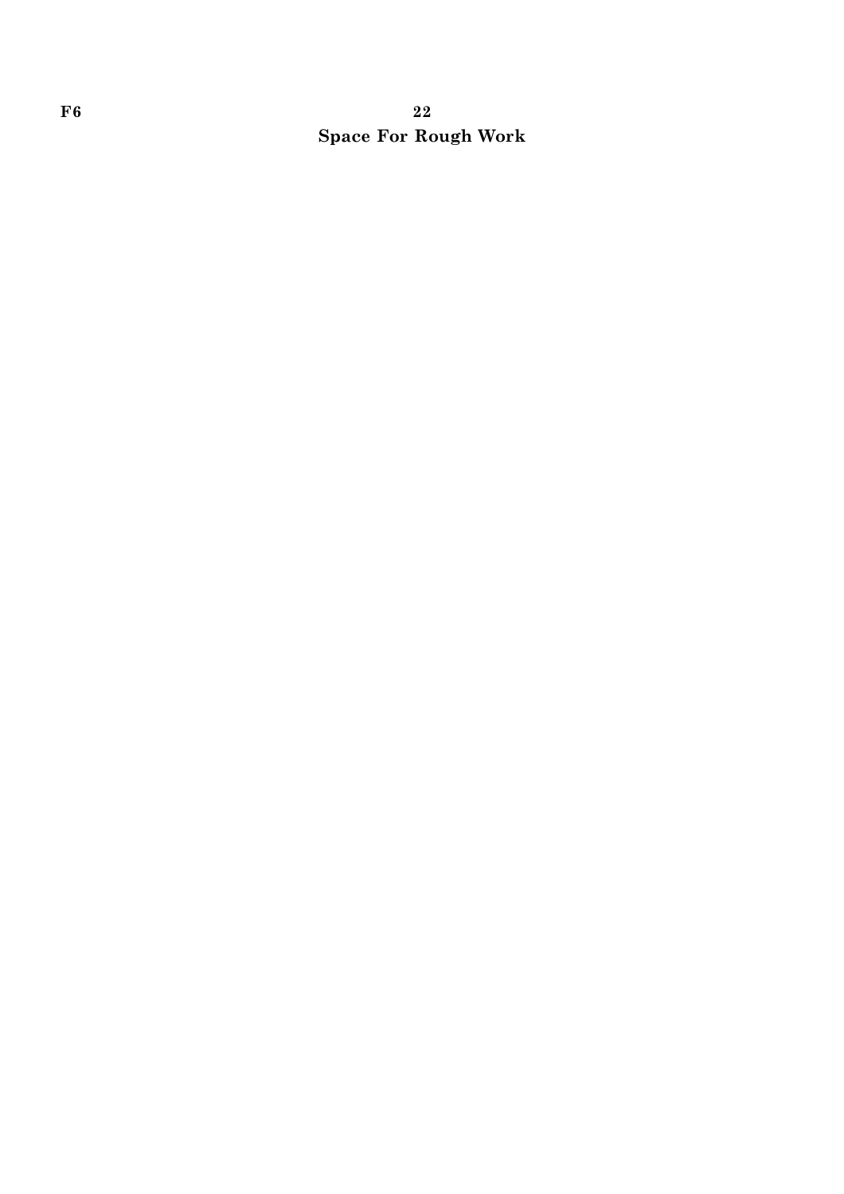**Space For Rough Work**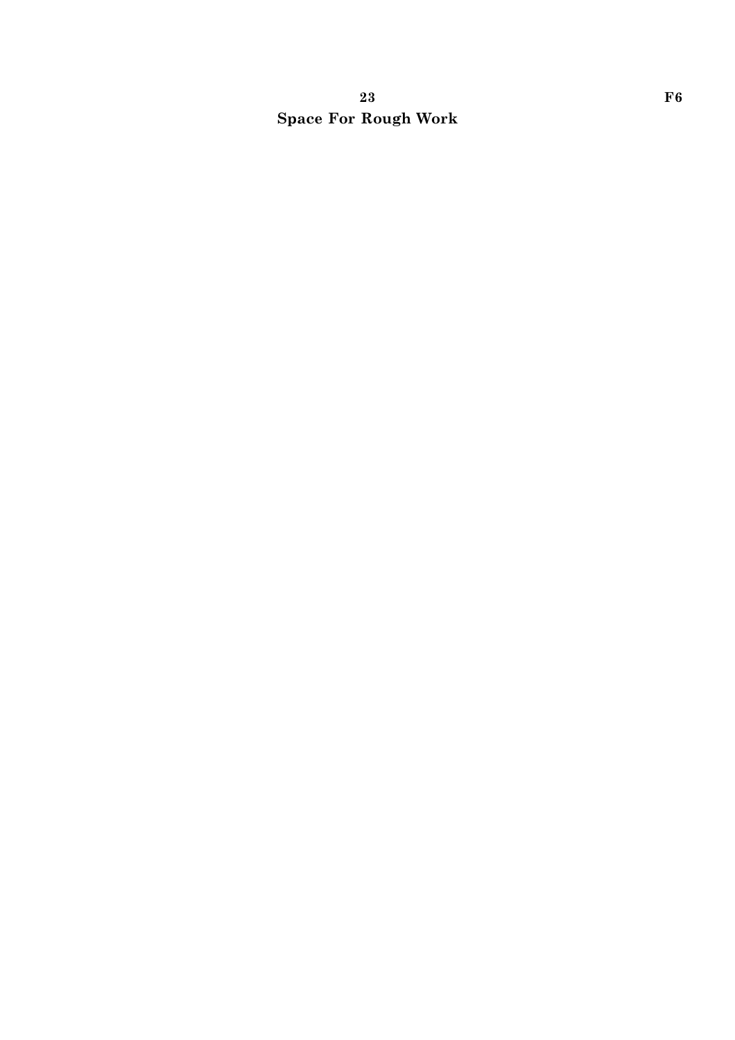**Space For Rough Work**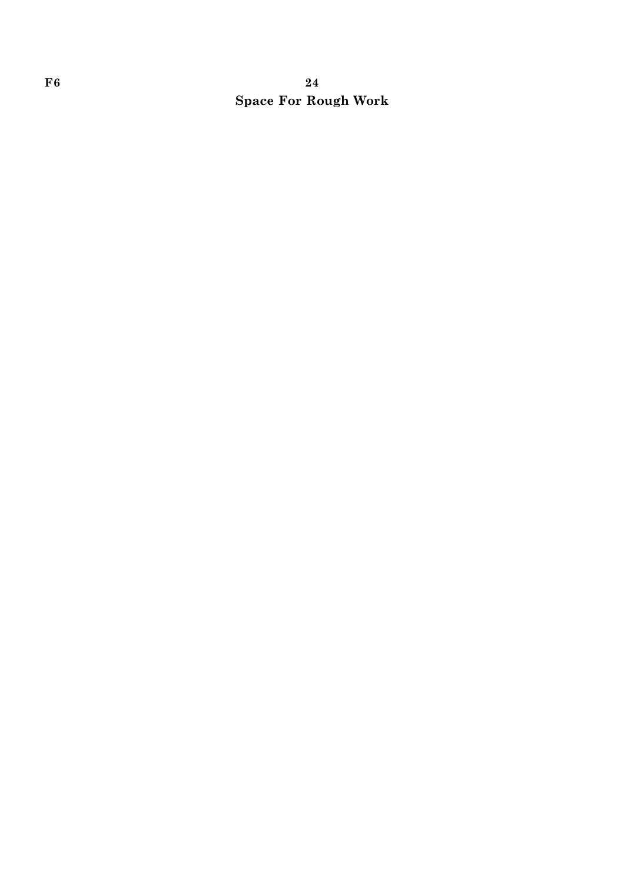**Space For Rough Work**